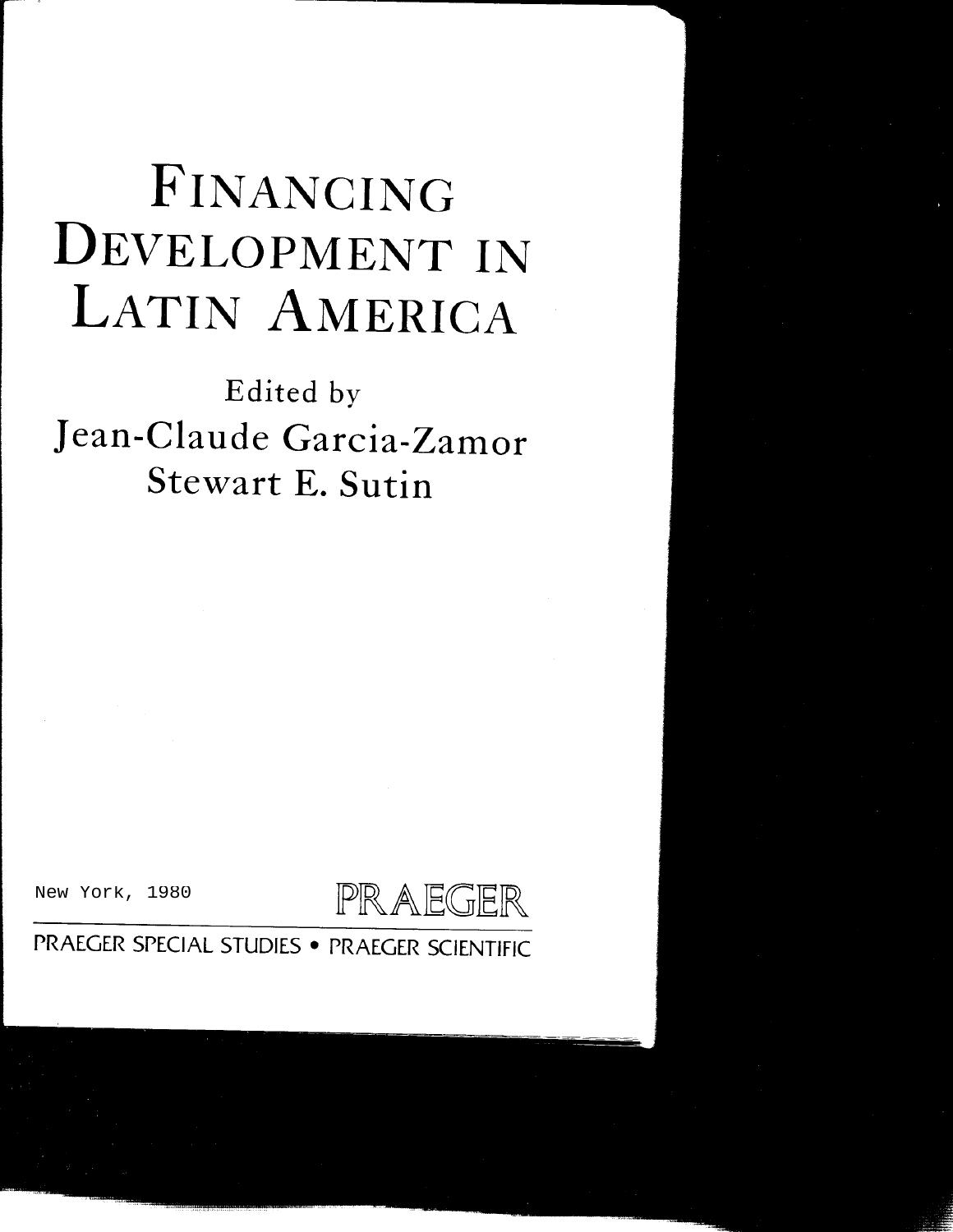# Financing Development in Latin America

Edited by

Jean-Claude Garcia-Zamor

Stewart E. Sutin

New York, 1980

PRAEGER

PRAEGER SPECIAL STUDIES • PRAEGER SCIENTIFIC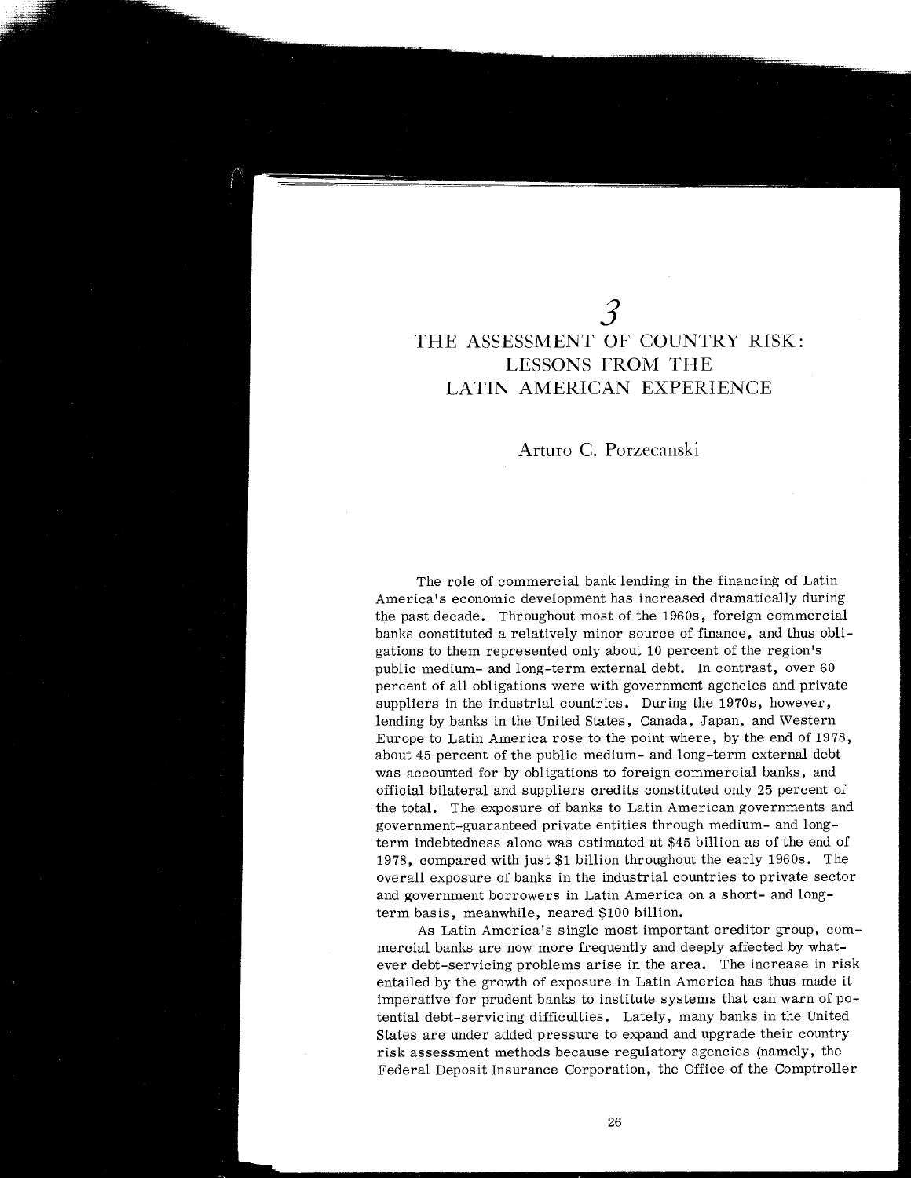# 3
# THE ASSESSMENT OF COUNTRY RISK: LESSONS FROM THE LATIN AMERICAN EXPERIENCE

Arturo C. Porzecanski

The role of commercial bank lending in the financing of Latin America's economic development has increased dramatically during the past decade. Throughout most of the 1960s, foreign commercial banks constituted a relatively minor source of finance, and thus obligations to them represented only about 10 percent of the region's public medium- and long-term external debt. In contrast, over 60 percent of all obligations were with government agencies and private suppliers in the industrial countries. During the 1970s, however, lending by banks in the United States, Canada, Japan, and Western Europe to Latin America rose to the point where, by the end of 1978, about 45 percent of the public medium- and long-term external debt was accounted for by obligations to foreign commercial banks, and official bilateral and suppliers credits constituted only 25 percent of the total. The exposure of banks to Latin American governments and government-guaranteed private entities through medium- and long-term indebtedness alone was estimated at $45 billion as of the end of 1978, compared with just $1 billion throughout the early 1960s. The overall exposure of banks in the industrial countries to private sector and government borrowers in Latin America on a short- and long-term basis, meanwhile, neared $100 billion.

As Latin America's single most important creditor group, commercial banks are now more frequently and deeply affected by whatever debt-servicing problems arise in the area. The increase in risk entailed by the growth of exposure in Latin America has thus made it imperative for prudent banks to institute systems that can warn of potential debt-servicing difficulties. Lately, many banks in the United States are under added pressure to expand and upgrade their country risk assessment methods because regulatory agencies (namely, the Federal Deposit Insurance Corporation, the Office of the Comptroller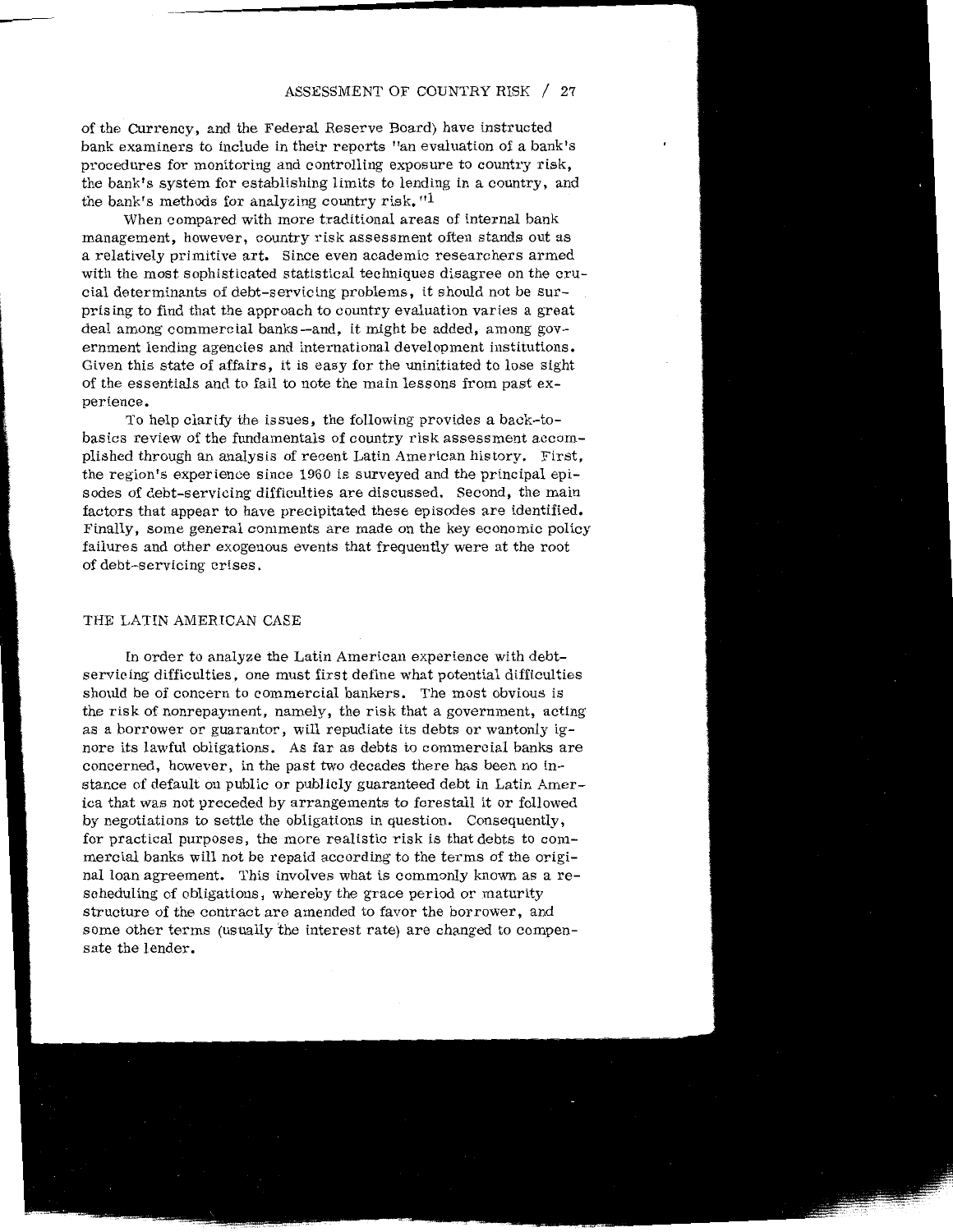of the Currency, and the Federal Reserve Board) have instructed bank examiners to include in their reports "an evaluation of a bank's procedures for monitoring and controlling exposure to country risk, the bank's system for establishing limits to lending in a country, and the bank's methods for analyzing country risk."[1]

When compared with more traditional areas of internal bank management, however, country risk assessment often stands out as a relatively primitive art. Since even academic researchers armed with the most sophisticated statistical techniques disagree on the crucial determinants of debt-servicing problems, it should not be surprising to find that the approach to country evaluation varies a great deal among commercial banks—and, it might be added, among government lending agencies and international development institutions. Given this state of affairs, it is easy for the uninitiated to lose sight of the essentials and to fail to note the main lessons from past experience.

To help clarify the issues, the following provides a back-to-basics review of the fundamentals of country risk assessment accomplished through an analysis of recent Latin American history. First, the region's experience since 1960 is surveyed and the principal episodes of debt-servicing difficulties are discussed. Second, the main factors that appear to have precipitated these episodes are identified. Finally, some general comments are made on the key economic policy failures and other exogenous events that frequently were at the root of debt-servicing crises.

## THE LATIN AMERICAN CASE

In order to analyze the Latin American experience with debt-servicing difficulties, one must first define what potential difficulties should be of concern to commercial bankers. The most obvious is the risk of nonrepayment, namely, the risk that a government, acting as a borrower or guarantor, will repudiate its debts or wantonly ignore its lawful obligations. As far as debts to commercial banks are concerned, however, in the past two decades there has been no instance of default on public or publicly guaranteed debt in Latin America that was not preceded by arrangements to forestall it or followed by negotiations to settle the obligations in question. Consequently, for practical purposes, the more realistic risk is that debts to commercial banks will not be repaid according to the terms of the original loan agreement. This involves what is commonly known as a rescheduling of obligations, whereby the grace period or maturity structure of the contract are amended to favor the borrower, and some other terms (usually the interest rate) are changed to compensate the lender.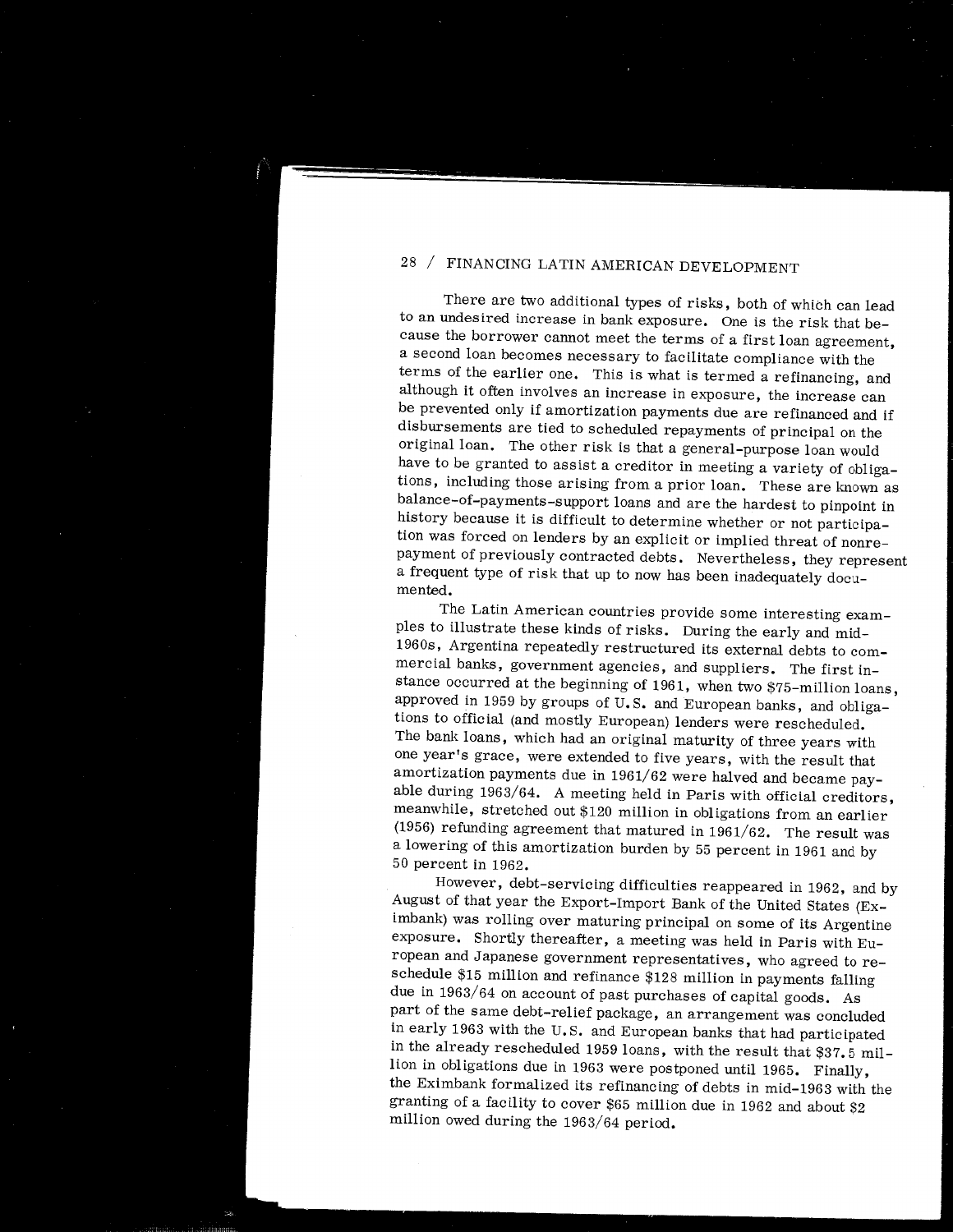There are two additional types of risks, both of which can lead to an undesired increase in bank exposure. One is the risk that because the borrower cannot meet the terms of a first loan agreement, a second loan becomes necessary to facilitate compliance with the terms of the earlier one. This is what is termed a refinancing, and although it often involves an increase in exposure, the increase can be prevented only if amortization payments due are refinanced and if disbursements are tied to scheduled repayments of principal on the original loan. The other risk is that a general-purpose loan would have to be granted to assist a creditor in meeting a variety of obligations, including those arising from a prior loan. These are known as balance-of-payments-support loans and are the hardest to pinpoint in history because it is difficult to determine whether or not participation was forced on lenders by an explicit or implied threat of nonrepayment of previously contracted debts. Nevertheless, they represent a frequent type of risk that up to now has been inadequately documented.

The Latin American countries provide some interesting examples to illustrate these kinds of risks. During the early and mid-1960s, Argentina repeatedly restructured its external debts to commercial banks, government agencies, and suppliers. The first instance occurred at the beginning of 1961, when two $75-million loans, approved in 1959 by groups of U.S. and European banks, and obligations to official (and mostly European) lenders were rescheduled. The bank loans, which had an original maturity of three years with one year's grace, were extended to five years, with the result that amortization payments due in 1961/62 were halved and became payable during 1963/64. A meeting held in Paris with official creditors, meanwhile, stretched out $120 million in obligations from an earlier (1956) refunding agreement that matured in 1961/62. The result was a lowering of this amortization burden by 55 percent in 1961 and by 50 percent in 1962.

However, debt-servicing difficulties reappeared in 1962, and by August of that year the Export-Import Bank of the United States (Eximbank) was rolling over maturing principal on some of its Argentine exposure. Shortly thereafter, a meeting was held in Paris with European and Japanese government representatives, who agreed to reschedule $15 million and refinance $128 million in payments falling due in 1963/64 on account of past purchases of capital goods. As part of the same debt-relief package, an arrangement was concluded in early 1963 with the U.S. and European banks that had participated in the already rescheduled 1959 loans, with the result that $37.5 million in obligations due in 1963 were postponed until 1965. Finally, the Eximbank formalized its refinancing of debts in mid-1963 with the granting of a facility to cover $65 million due in 1962 and about $2 million owed during the 1963/64 period.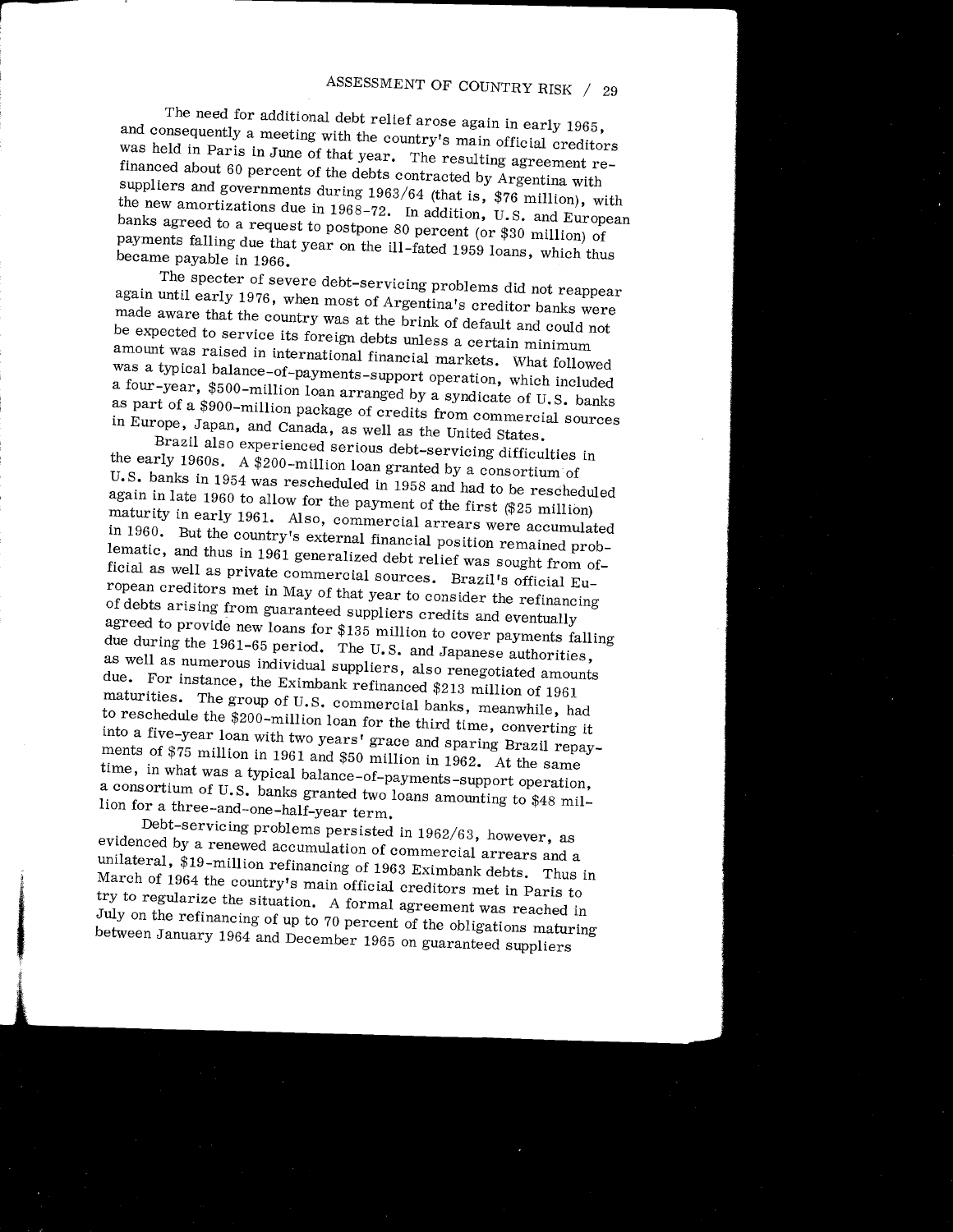The need for additional debt relief arose again in early 1965, and consequently a meeting with the country's main official creditors was held in Paris in June of that year. The resulting agreement refinanced about 60 percent of the debts contracted by Argentina with suppliers and governments during 1963/64 (that is, $76 million), with the new amortizations due in 1968-72. In addition, U.S. and European banks agreed to a request to postpone 80 percent (or $30 million) of payments falling due that year on the ill-fated 1959 loans, which thus became payable in 1966.

The specter of severe debt-servicing problems did not reappear again until early 1976, when most of Argentina's creditor banks were made aware that the country was at the brink of default and could not be expected to service its foreign debts unless a certain minimum amount was raised in international financial markets. What followed was a typical balance-of-payments-support operation, which included a four-year, $500-million loan arranged by a syndicate of U.S. banks as part of a $900-million package of credits from commercial sources in Europe, Japan, and Canada, as well as the United States.

Brazil also experienced serious debt-servicing difficulties in the early 1960s. A $200-million loan granted by a consortium of U.S. banks in 1954 was rescheduled in 1958 and had to be rescheduled again in late 1960 to allow for the payment of the first ($25 million) maturity in early 1961. Also, commercial arrears were accumulated in 1960. But the country's external financial position remained problematic, and thus in 1961 generalized debt relief was sought from official as well as private commercial sources. Brazil's official European creditors met in May of that year to consider the refinancing of debts arising from guaranteed suppliers credits and eventually agreed to provide new loans for $135 million to cover payments falling due during the 1961-65 period. The U.S. and Japanese authorities, as well as numerous individual suppliers, also renegotiated amounts due. For instance, the Eximbank refinanced $213 million of 1961 maturities. The group of U.S. commercial banks, meanwhile, had to reschedule the $200-million loan for the third time, converting it into a five-year loan with two years' grace and sparing Brazil repayments of $75 million in 1961 and $50 million in 1962. At the same time, in what was a typical balance-of-payments-support operation, a consortium of U.S. banks granted two loans amounting to $48 million for a three-and-one-half-year term.

Debt-servicing problems persisted in 1962/63, however, as evidenced by a renewed accumulation of commercial arrears and a unilateral, $19-million refinancing of 1963 Eximbank debts. Thus in March of 1964 the country's main official creditors met in Paris to try to regularize the situation. A formal agreement was reached in July on the refinancing of up to 70 percent of the obligations maturing between January 1964 and December 1965 on guaranteed suppliers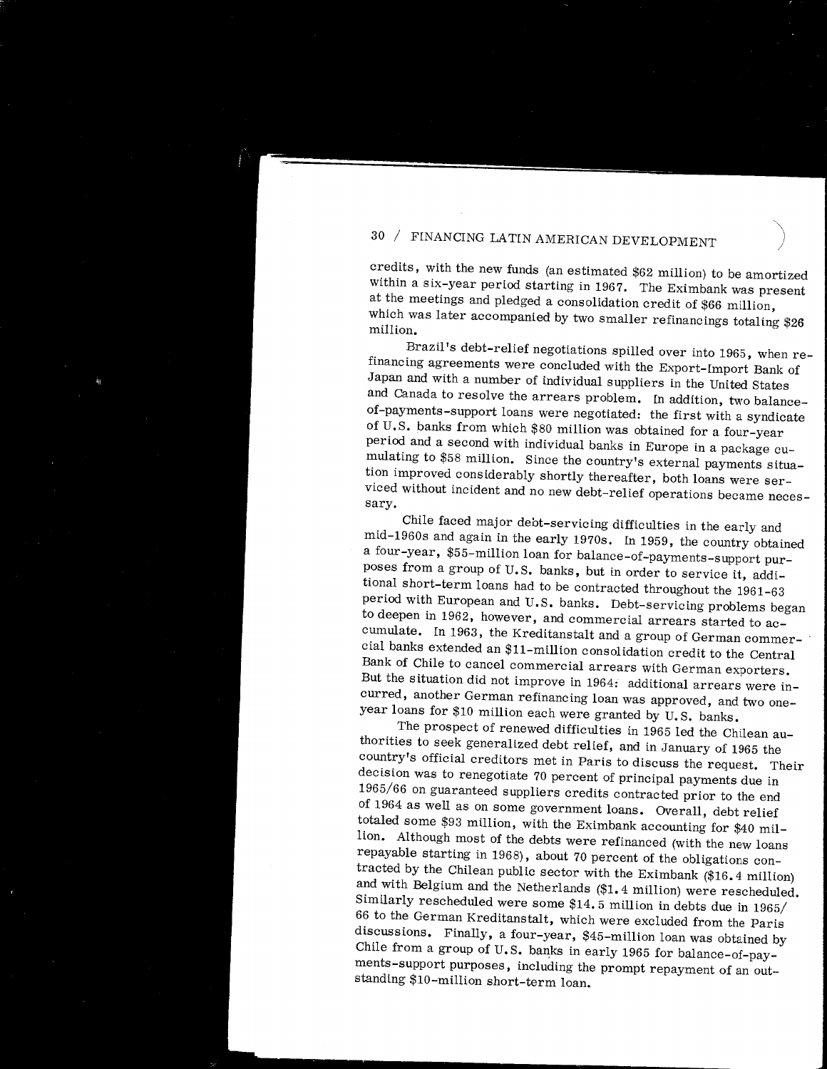credits, with the new funds (an estimated $62 million) to be amortized within a six-year period starting in 1967. The Eximbank was present at the meetings and pledged a consolidation credit of $66 million, which was later accompanied by two smaller refinancings totaling $26 million.

Brazil's debt-relief negotiations spilled over into 1965, when refinancing agreements were concluded with the Export-Import Bank of Japan and with a number of individual suppliers in the United States and Canada to resolve the arrears problem. In addition, two balance-of-payments-support loans were negotiated: the first with a syndicate of U.S. banks from which $80 million was obtained for a four-year period and a second with individual banks in Europe in a package cumulating to $58 million. Since the country's external payments situation improved considerably shortly thereafter, both loans were serviced without incident and no new debt-relief operations became necessary.

Chile faced major debt-servicing difficulties in the early and mid-1960s and again in the early 1970s. In 1959, the country obtained a four-year, $55-million loan for balance-of-payments-support purposes from a group of U.S. banks, but in order to service it, additional short-term loans had to be contracted throughout the 1961-63 period with European and U.S. banks. Debt-servicing problems began to deepen in 1962, however, and commercial arrears started to accumulate. In 1963, the Kreditanstalt and a group of German commercial banks extended an $11-million consolidation credit to the Central Bank of Chile to cancel commercial arrears with German exporters. But the situation did not improve in 1964: additional arrears were incurred, another German refinancing loan was approved, and two one-year loans for $10 million each were granted by U.S. banks.

The prospect of renewed difficulties in 1965 led the Chilean authorities to seek generalized debt relief, and in January of 1965 the country's official creditors met in Paris to discuss the request. Their decision was to renegotiate 70 percent of principal payments due in 1965/66 on guaranteed suppliers credits contracted prior to the end of 1964 as well as on some government loans. Overall, debt relief totaled some $93 million, with the Eximbank accounting for $40 million. Although most of the debts were refinanced (with the new loans repayable starting in 1968), about 70 percent of the obligations contracted by the Chilean public sector with the Eximbank ($16.4 million) and with Belgium and the Netherlands ($1.4 million) were rescheduled. Similarly rescheduled were some $14.5 million in debts due in 1965/66 to the German Kreditanstalt, which were excluded from the Paris discussions. Finally, a four-year, $45-million loan was obtained by Chile from a group of U.S. banks in early 1965 for balance-of-payments-support purposes, including the prompt repayment of an outstanding $10-million short-term loan.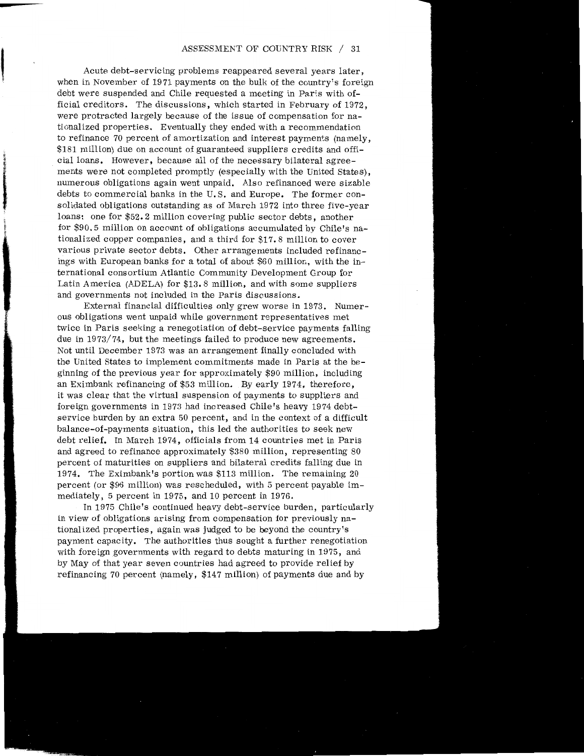Acute debt-servicing problems reappeared several years later, when in November of 1971 payments on the bulk of the country's foreign debt were suspended and Chile requested a meeting in Paris with official creditors. The discussions, which started in February of 1972, were protracted largely because of the issue of compensation for nationalized properties. Eventually they ended with a recommendation to refinance 70 percent of amortization and interest payments (namely, \$181 million) due on account of guaranteed suppliers credits and official loans. However, because all of the necessary bilateral agreements were not completed promptly (especially with the United States), numerous obligations again went unpaid. Also refinanced were sizable debts to commercial banks in the U.S. and Europe. The former consolidated obligations outstanding as of March 1972 into three five-year loans: one for \$52.2 million covering public sector debts, another for \$90.5 million on account of obligations accumulated by Chile's nationalized copper companies, and a third for \$17.8 million to cover various private sector debts. Other arrangements included refinancings with European banks for a total of about \$60 million, with the international consortium Atlantic Community Development Group for Latin America (ADELA) for \$13.8 million, and with some suppliers and governments not included in the Paris discussions.

External financial difficulties only grew worse in 1973. Numerous obligations went unpaid while government representatives met twice in Paris seeking a renegotiation of debt-service payments falling due in 1973/74, but the meetings failed to produce new agreements. Not until December 1973 was an arrangement finally concluded with the United States to implement commitments made in Paris at the beginning of the previous year for approximately \$90 million, including an Eximbank refinancing of \$53 million. By early 1974, therefore, it was clear that the virtual suspension of payments to suppliers and foreign governments in 1973 had increased Chile's heavy 1974 debt-service burden by an extra 50 percent, and in the context of a difficult balance-of-payments situation, this led the authorities to seek new debt relief. In March 1974, officials from 14 countries met in Paris and agreed to refinance approximately \$380 million, representing 80 percent of maturities on suppliers and bilateral credits falling due in 1974. The Eximbank's portion was \$113 million. The remaining 20 percent (or \$96 million) was rescheduled, with 5 percent payable immediately, 5 percent in 1975, and 10 percent in 1976.

In 1975 Chile's continued heavy debt-service burden, particularly in view of obligations arising from compensation for previously nationalized properties, again was judged to be beyond the country's payment capacity. The authorities thus sought a further renegotiation with foreign governments with regard to debts maturing in 1975, and by May of that year seven countries had agreed to provide relief by refinancing 70 percent (namely, \$147 million) of payments due and by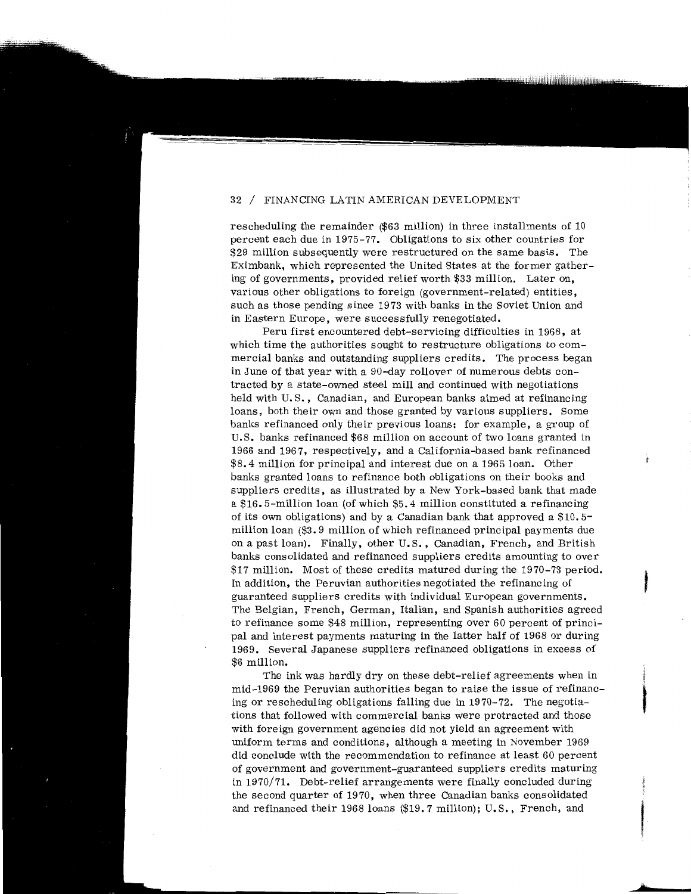rescheduling the remainder ($63 million) in three installments of 10 percent each due in 1975-77. Obligations to six other countries for $29 million subsequently were restructured on the same basis. The Eximbank, which represented the United States at the former gathering of governments, provided relief worth $33 million. Later on, various other obligations to foreign (government-related) entities, such as those pending since 1973 with banks in the Soviet Union and in Eastern Europe, were successfully renegotiated.

Peru first encountered debt-servicing difficulties in 1968, at which time the authorities sought to restructure obligations to commercial banks and outstanding suppliers credits. The process began in June of that year with a 90-day rollover of numerous debts contracted by a state-owned steel mill and continued with negotiations held with U.S., Canadian, and European banks aimed at refinancing loans, both their own and those granted by various suppliers. Some banks refinanced only their previous loans: for example, a group of U.S. banks refinanced $68 million on account of two loans granted in 1966 and 1967, respectively, and a California-based bank refinanced $8.4 million for principal and interest due on a 1965 loan. Other banks granted loans to refinance both obligations on their books and suppliers credits, as illustrated by a New York-based bank that made a $16.5-million loan (of which $5.4 million constituted a refinancing of its own obligations) and by a Canadian bank that approved a $10.5-million loan ($3.9 million of which refinanced principal payments due on a past loan). Finally, other U.S., Canadian, French, and British banks consolidated and refinanced suppliers credits amounting to over $17 million. Most of these credits matured during the 1970-73 period. In addition, the Peruvian authorities negotiated the refinancing of guaranteed suppliers credits with individual European governments. The Belgian, French, German, Italian, and Spanish authorities agreed to refinance some $48 million, representing over 60 percent of principal and interest payments maturing in the latter half of 1968 or during 1969. Several Japanese suppliers refinanced obligations in excess of $6 million.

The ink was hardly dry on these debt-relief agreements when in mid-1969 the Peruvian authorities began to raise the issue of refinancing or rescheduling obligations falling due in 1970-72. The negotiations that followed with commercial banks were protracted and those with foreign government agencies did not yield an agreement with uniform terms and conditions, although a meeting in November 1969 did conclude with the recommendation to refinance at least 60 percent of government and government-guaranteed suppliers credits maturing in 1970/71. Debt-relief arrangements were finally concluded during the second quarter of 1970, when three Canadian banks consolidated and refinanced their 1968 loans ($19.7 million); U.S., French, and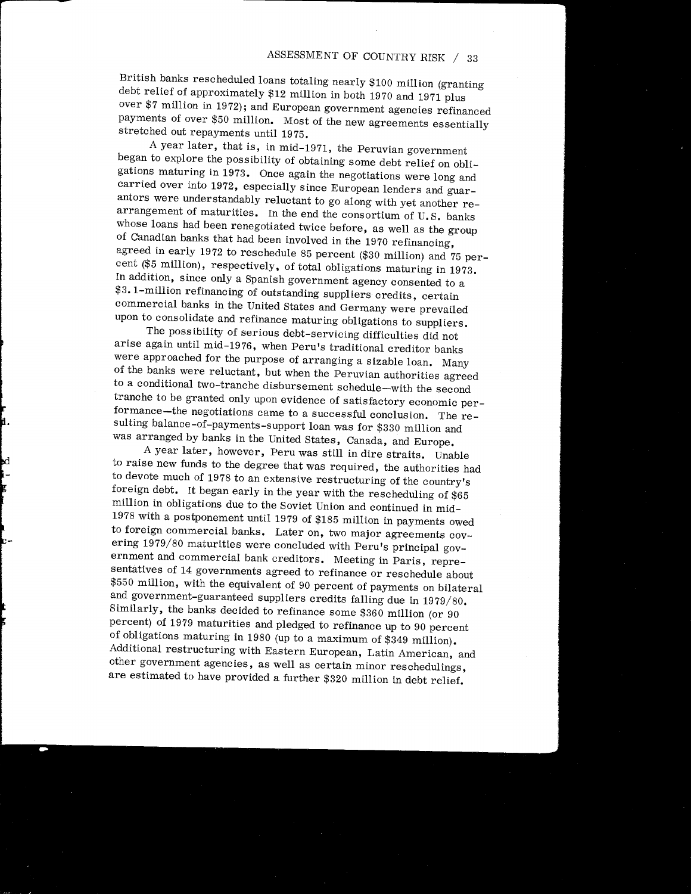British banks rescheduled loans totaling nearly $100 million (granting debt relief of approximately $12 million in both 1970 and 1971 plus over $7 million in 1972); and European government agencies refinanced payments of over $50 million. Most of the new agreements essentially stretched out repayments until 1975.

A year later, that is, in mid-1971, the Peruvian government began to explore the possibility of obtaining some debt relief on obligations maturing in 1973. Once again the negotiations were long and carried over into 1972, especially since European lenders and guarantors were understandably reluctant to go along with yet another rearrangement of maturities. In the end the consortium of U.S. banks whose loans had been renegotiated twice before, as well as the group of Canadian banks that had been involved in the 1970 refinancing, agreed in early 1972 to reschedule 85 percent ($30 million) and 75 percent ($5 million), respectively, of total obligations maturing in 1973. In addition, since only a Spanish government agency consented to a $3.1-million refinancing of outstanding suppliers credits, certain commercial banks in the United States and Germany were prevailed upon to consolidate and refinance maturing obligations to suppliers.

The possibility of serious debt-servicing difficulties did not arise again until mid-1976, when Peru's traditional creditor banks were approached for the purpose of arranging a sizable loan. Many of the banks were reluctant, but when the Peruvian authorities agreed to a conditional two-tranche disbursement schedule—with the second tranche to be granted only upon evidence of satisfactory economic performance—the negotiations came to a successful conclusion. The resulting balance-of-payments-support loan was for $330 million and was arranged by banks in the United States, Canada, and Europe.

A year later, however, Peru was still in dire straits. Unable to raise new funds to the degree that was required, the authorities had to devote much of 1978 to an extensive restructuring of the country's foreign debt. It began early in the year with the rescheduling of $65 million in obligations due to the Soviet Union and continued in mid-1978 with a postponement until 1979 of $185 million in payments owed to foreign commercial banks. Later on, two major agreements covering 1979/80 maturities were concluded with Peru's principal government and commercial bank creditors. Meeting in Paris, representatives of 14 governments agreed to refinance or reschedule about $550 million, with the equivalent of 90 percent of payments on bilateral and government-guaranteed suppliers credits falling due in 1979/80. Similarly, the banks decided to refinance some $360 million (or 90 percent) of 1979 maturities and pledged to refinance up to 90 percent of obligations maturing in 1980 (up to a maximum of $349 million). Additional restructuring with Eastern European, Latin American, and other government agencies, as well as certain minor reschedulings, are estimated to have provided a further $320 million in debt relief.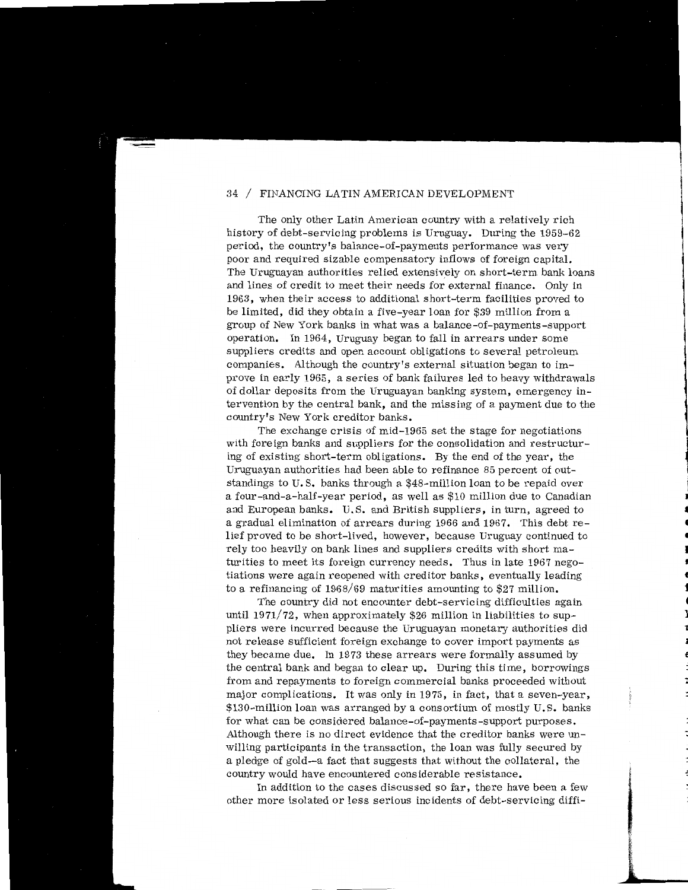The only other Latin American country with a relatively rich history of debt-servicing problems is Uruguay. During the 1959-62 period, the country's balance-of-payments performance was very poor and required sizable compensatory inflows of foreign capital. The Uruguayan authorities relied extensively on short-term bank loans and lines of credit to meet their needs for external finance. Only in 1963, when their access to additional short-term facilities proved to be limited, did they obtain a five-year loan for $39 million from a group of New York banks in what was a balance-of-payments-support operation. In 1964, Uruguay began to fall in arrears under some suppliers credits and open account obligations to several petroleum companies. Although the country's external situation began to improve in early 1965, a series of bank failures led to heavy withdrawals of dollar deposits from the Uruguayan banking system, emergency intervention by the central bank, and the missing of a payment due to the country's New York creditor banks.

The exchange crisis of mid-1965 set the stage for negotiations with foreign banks and suppliers for the consolidation and restructuring of existing short-term obligations. By the end of the year, the Uruguayan authorities had been able to refinance 85 percent of outstandings to U.S. banks through a $48-million loan to be repaid over a four-and-a-half-year period, as well as $10 million due to Canadian and European banks. U.S. and British suppliers, in turn, agreed to a gradual elimination of arrears during 1966 and 1967. This debt relief proved to be short-lived, however, because Uruguay continued to rely too heavily on bank lines and suppliers credits with short maturities to meet its foreign currency needs. Thus in late 1967 negotiations were again reopened with creditor banks, eventually leading to a refinancing of 1968/69 maturities amounting to $27 million.

The country did not encounter debt-servicing difficulties again until 1971/72, when approximately $26 million in liabilities to suppliers were incurred because the Uruguayan monetary authorities did not release sufficient foreign exchange to cover import payments as they became due. In 1973 these arrears were formally assumed by the central bank and began to clear up. During this time, borrowings from and repayments to foreign commercial banks proceeded without major complications. It was only in 1975, in fact, that a seven-year, $130-million loan was arranged by a consortium of mostly U.S. banks for what can be considered balance-of-payments-support purposes. Although there is no direct evidence that the creditor banks were unwilling participants in the transaction, the loan was fully secured by a pledge of gold—a fact that suggests that without the collateral, the country would have encountered considerable resistance.

In addition to the cases discussed so far, there have been a few other more isolated or less serious incidents of debt-servicing diffi-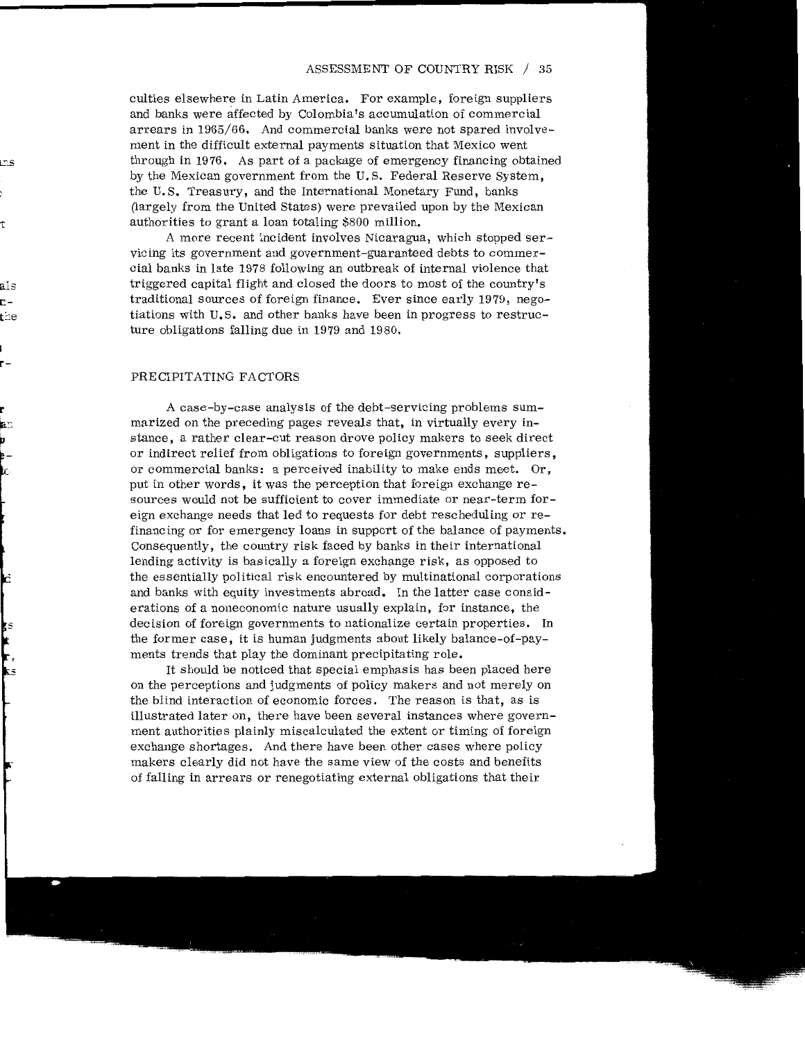culties elsewhere in Latin America. For example, foreign suppliers and banks were affected by Colombia's accumulation of commercial arrears in 1965/66. And commercial banks were not spared involvement in the difficult external payments situation that Mexico went through in 1976. As part of a package of emergency financing obtained by the Mexican government from the U.S. Federal Reserve System, the U.S. Treasury, and the International Monetary Fund, banks (largely from the United States) were prevailed upon by the Mexican authorities to grant a loan totaling $800 million.

A more recent incident involves Nicaragua, which stopped servicing its government and government-guaranteed debts to commercial banks in late 1978 following an outbreak of internal violence that triggered capital flight and closed the doors to most of the country's traditional sources of foreign finance. Ever since early 1979, negotiations with U.S. and other banks have been in progress to restructure obligations falling due in 1979 and 1980.

## PRECIPITATING FACTORS

A case-by-case analysis of the debt-servicing problems summarized on the preceding pages reveals that, in virtually every instance, a rather clear-cut reason drove policy makers to seek direct or indirect relief from obligations to foreign governments, suppliers, or commercial banks: a perceived inability to make ends meet. Or, put in other words, it was the perception that foreign exchange resources would not be sufficient to cover immediate or near-term foreign exchange needs that led to requests for debt rescheduling or refinancing or for emergency loans in support of the balance of payments. Consequently, the country risk faced by banks in their international lending activity is basically a foreign exchange risk, as opposed to the essentially political risk encountered by multinational corporations and banks with equity investments abroad. In the latter case considerations of a noneconomic nature usually explain, for instance, the decision of foreign governments to nationalize certain properties. In the former case, it is human judgments about likely balance-of-payments trends that play the dominant precipitating role.

It should be noticed that special emphasis has been placed here on the perceptions and judgments of policy makers and not merely on the blind interaction of economic forces. The reason is that, as is illustrated later on, there have been several instances where government authorities plainly miscalculated the extent or timing of foreign exchange shortages. And there have been other cases where policy makers clearly did not have the same view of the costs and benefits of falling in arrears or renegotiating external obligations that their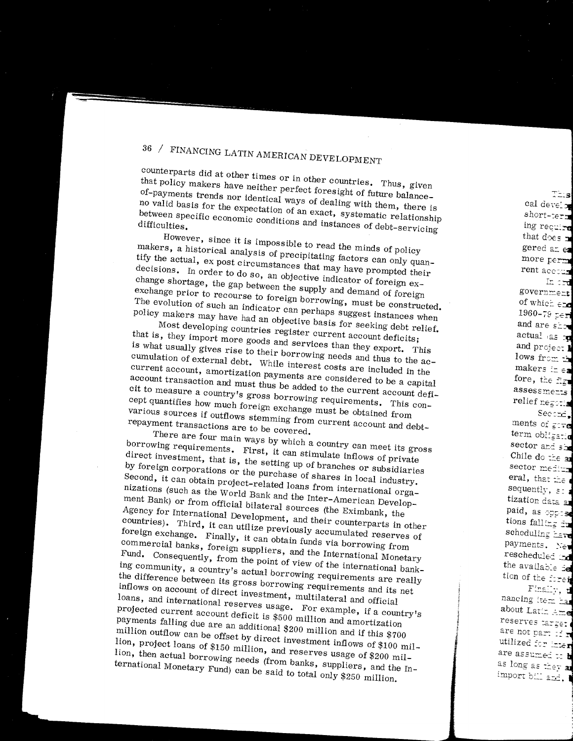counterparts did at other times or in other countries. Thus, given that policy makers have neither perfect foresight of future balance-of-payments trends nor identical ways of dealing with them, there is no valid basis for the expectation of an exact, systematic relationship between specific economic conditions and instances of debt-servicing difficulties.

However, since it is impossible to read the minds of policy makers, a historical analysis of precipitating factors can only quantify the actual, ex post circumstances that may have prompted their decisions. In order to do so, an objective indicator of foreign exchange shortage, the gap between the supply and demand of foreign exchange prior to recourse to foreign borrowing, must be constructed. The evolution of such an indicator can perhaps suggest instances when policy makers may have had an objective basis for seeking debt relief.

Most developing countries register current account deficits; that is, they import more goods and services than they export. This is what usually gives rise to their borrowing needs and thus to the accumulation of external debt. While interest costs are included in the current account, amortization payments are considered to be a capital account transaction and must thus be added to the current account deficit to measure a country's gross borrowing requirements. This concept quantifies how much foreign exchange must be obtained from various sources if outflows stemming from current account and debt-repayment transactions are to be covered.

There are four main ways by which a country can meet its gross borrowing requirements. First, it can stimulate inflows of private direct investment, that is, the setting up of branches or subsidiaries by foreign corporations or the purchase of shares in local industry. Second, it can obtain project-related loans from international organizations (such as the World Bank and the Inter-American Development Bank) or from official bilateral sources (the Eximbank, the Agency for International Development, and their counterparts in other countries). Third, it can utilize previously accumulated reserves of foreign exchange. Finally, it can obtain funds via borrowing from commercial banks, foreign suppliers, and the International Monetary Fund. Consequently, from the point of view of the international banking community, a country's actual borrowing requirements are really the difference between its gross borrowing requirements and its net inflows on account of direct investment, multilateral and official loans, and international reserves usage. For example, if a country's projected current account deficit is $500 million and amortization payments falling due are an additional $200 million and if this $700 million outflow can be offset by direct investment inflows of $100 million, project loans of $150 million, and reserves usage of $200 million, then actual borrowing needs (from banks, suppliers, and the International Monetary Fund) can be said to total only $250 million.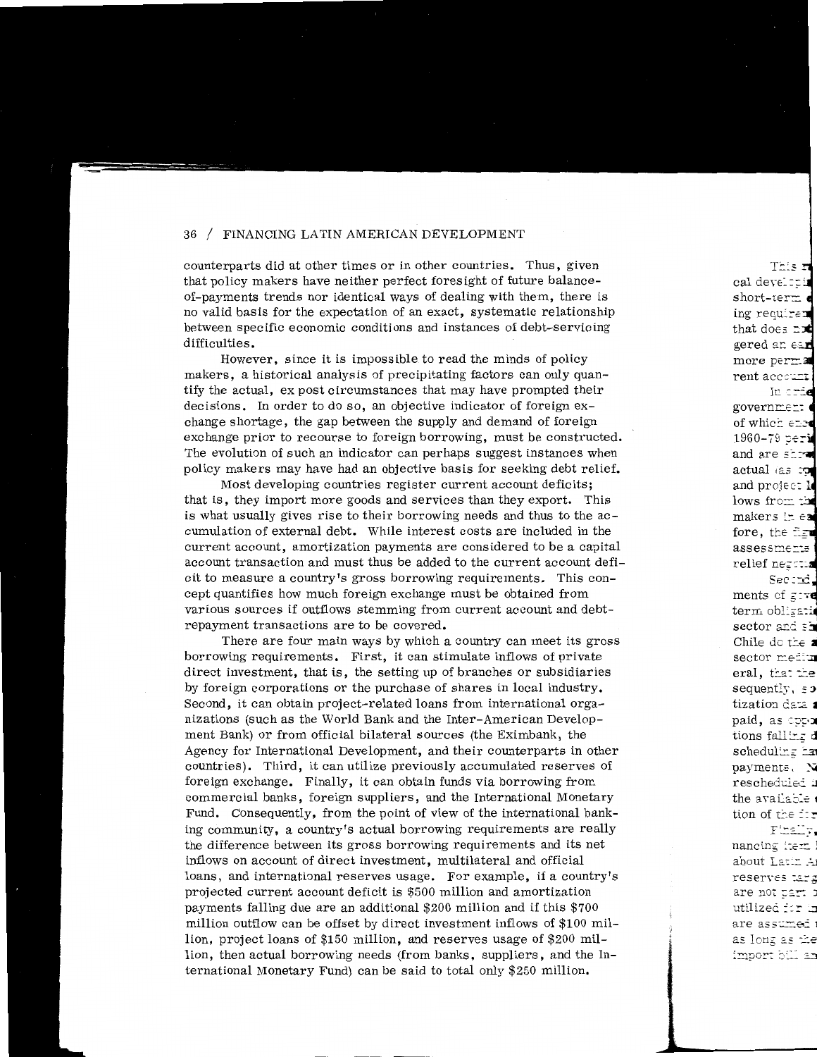counterparts did at other times or in other countries. Thus, given that policy makers have neither perfect foresight of future balance-of-payments trends nor identical ways of dealing with them, there is no valid basis for the expectation of an exact, systematic relationship between specific economic conditions and instances of debt-servicing difficulties.

However, since it is impossible to read the minds of policy makers, a historical analysis of precipitating factors can only quantify the actual, ex post circumstances that may have prompted their decisions. In order to do so, an objective indicator of foreign exchange shortage, the gap between the supply and demand of foreign exchange prior to recourse to foreign borrowing, must be constructed. The evolution of such an indicator can perhaps suggest instances when policy makers may have had an objective basis for seeking debt relief.

Most developing countries register current account deficits; that is, they import more goods and services than they export. This is what usually gives rise to their borrowing needs and thus to the accumulation of external debt. While interest costs are included in the current account, amortization payments are considered to be a capital account transaction and must thus be added to the current account deficit to measure a country's gross borrowing requirements. This concept quantifies how much foreign exchange must be obtained from various sources if outflows stemming from current account and debt-repayment transactions are to be covered.

There are four main ways by which a country can meet its gross borrowing requirements. First, it can stimulate inflows of private direct investment, that is, the setting up of branches or subsidiaries by foreign corporations or the purchase of shares in local industry. Second, it can obtain project-related loans from international organizations (such as the World Bank and the Inter-American Development Bank) or from official bilateral sources (the Eximbank, the Agency for International Development, and their counterparts in other countries). Third, it can utilize previously accumulated reserves of foreign exchange. Finally, it can obtain funds via borrowing from commercial banks, foreign suppliers, and the International Monetary Fund. Consequently, from the point of view of the international banking community, a country's actual borrowing requirements are really the difference between its gross borrowing requirements and its net inflows on account of direct investment, multilateral and official loans, and international reserves usage. For example, if a country's projected current account deficit is $500 million and amortization payments falling due are an additional $200 million and if this $700 million outflow can be offset by direct investment inflows of $100 million, project loans of $150 million, and reserves usage of $200 million, then actual borrowing needs (from banks, suppliers, and the International Monetary Fund) can be said to total only $250 million.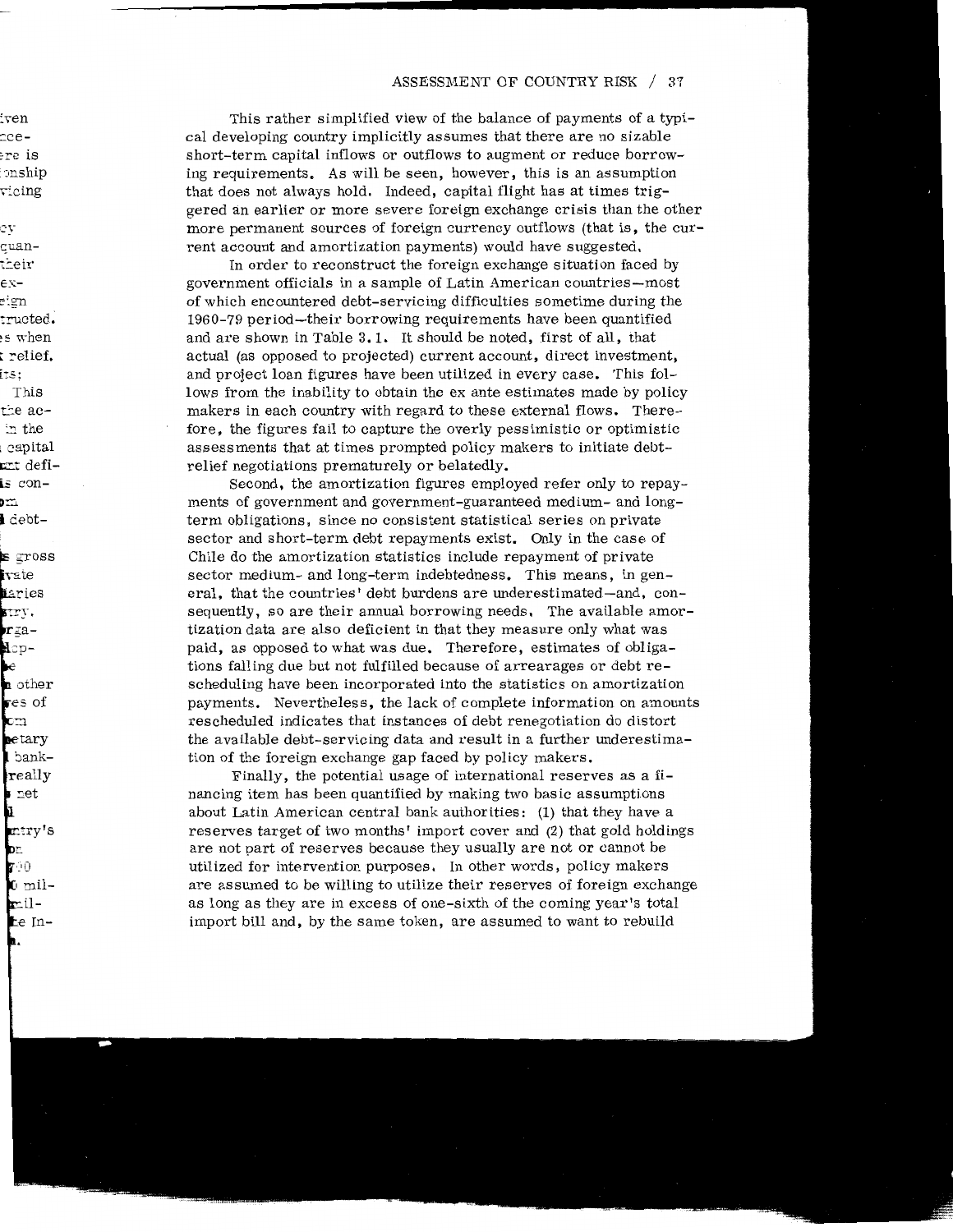This rather simplified view of the balance of payments of a typical developing country implicitly assumes that there are no sizable short-term capital inflows or outflows to augment or reduce borrowing requirements. As will be seen, however, this is an assumption that does not always hold. Indeed, capital flight has at times triggered an earlier or more severe foreign exchange crisis than the other more permanent sources of foreign currency outflows (that is, the current account and amortization payments) would have suggested.

In order to reconstruct the foreign exchange situation faced by government officials in a sample of Latin American countries—most of which encountered debt-servicing difficulties sometime during the 1960-79 period—their borrowing requirements have been quantified and are shown in Table 3.1. It should be noted, first of all, that actual (as opposed to projected) current account, direct investment, and project loan figures have been utilized in every case. This follows from the inability to obtain the ex ante estimates made by policy makers in each country with regard to these external flows. Therefore, the figures fail to capture the overly pessimistic or optimistic assessments that at times prompted policy makers to initiate debt-relief negotiations prematurely or belatedly.

Second, the amortization figures employed refer only to repayments of government and government-guaranteed medium- and long-term obligations, since no consistent statistical series on private sector and short-term debt repayments exist. Only in the case of Chile do the amortization statistics include repayment of private sector medium- and long-term indebtedness. This means, in general, that the countries' debt burdens are underestimated—and, consequently, so are their annual borrowing needs. The available amortization data are also deficient in that they measure only what was paid, as opposed to what was due. Therefore, estimates of obligations falling due but not fulfilled because of arrearages or debt rescheduling have been incorporated into the statistics on amortization payments. Nevertheless, the lack of complete information on amounts rescheduled indicates that instances of debt renegotiation do distort the available debt-servicing data and result in a further underestimation of the foreign exchange gap faced by policy makers.

Finally, the potential usage of international reserves as a financing item has been quantified by making two basic assumptions about Latin American central bank authorities: (1) that they have a reserves target of two months' import cover and (2) that gold holdings are not part of reserves because they usually are not or cannot be utilized for intervention purposes. In other words, policy makers are assumed to be willing to utilize their reserves of foreign exchange as long as they are in excess of one-sixth of the coming year's total import bill and, by the same token, are assumed to want to rebuild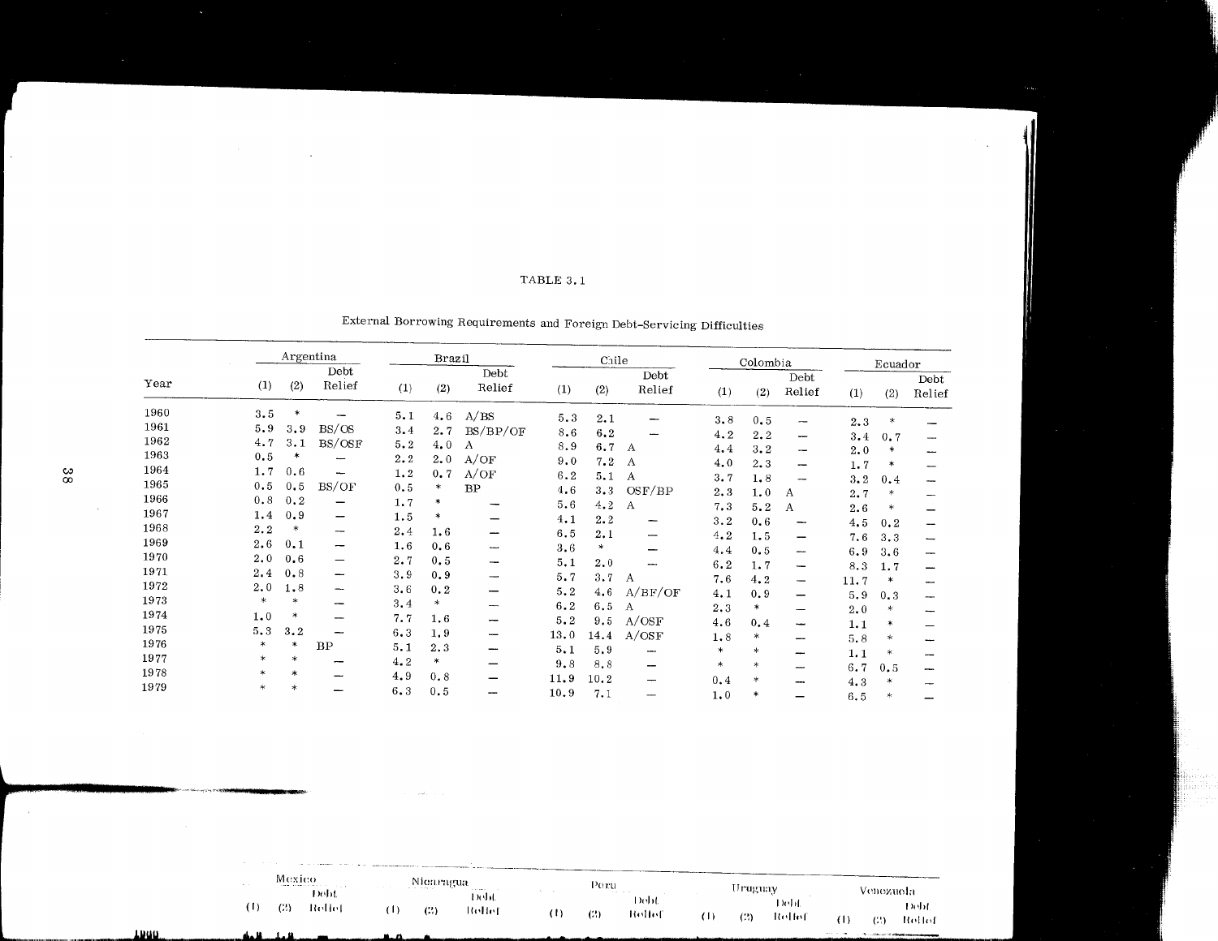TABLE 3.1

External Borrowing Requirements and Foreign Debt-Servicing Difficulties

| Year | Argentina | | | Brazil | | | Chile | | | Colombia | | | Ecuador | | |
|---|---|---|---|---|---|---|---|---|---|---|---|---|---|---|---|
| | (1) | (2) | Debt Relief | (1) | (2) | Debt Relief | (1) | (2) | Debt Relief | (1) | (2) | Debt Relief | (1) | (2) | Debt Relief |
| 1960 | 3.5 | * | — | 5.1 | 4.6 | A/BS | 5.3 | 2.1 | — | 3.8 | 0.5 | — | 2.3 | * | — |
| 1961 | 5.9 | 3.9 | BS/OS | 3.4 | 2.7 | BS/BP/OF | 8.6 | 6.2 | — | 4.2 | 2.2 | — | 3.4 | 0.7 | — |
| 1962 | 4.7 | 3.1 | BS/OSF | 5.2 | 4.0 | A | 8.9 | 6.7 | A | 4.4 | 3.2 | — | 2.0 | * | — |
| 1963 | 0.5 | * | — | 2.2 | 2.0 | A/OF | 9.0 | 7.2 | A | 4.0 | 2.3 | — | 1.7 | * | — |
| 1964 | 1.7 | 0.6 | — | 1.2 | 0.7 | A/OF | 6.2 | 5.1 | A | 3.7 | 1.8 | — | 3.2 | 0.4 | — |
| 1965 | 0.5 | 0.5 | BS/OF | 0.5 | * | BP | 4.6 | 3.3 | OSF/BP | 2.3 | 1.0 | A | 2.7 | * | — |
| 1966 | 0.8 | 0.2 | — | 1.7 | * | — | 5.6 | 4.2 | A | 7.3 | 5.2 | A | 2.6 | * | — |
| 1967 | 1.4 | 0.9 | — | 1.5 | * | — | 4.1 | 2.2 | — | 3.2 | 0.6 | — | 4.5 | 0.2 | — |
| 1968 | 2.2 | * | — | 2.4 | 1.6 | — | 6.5 | 2.1 | — | 4.2 | 1.5 | — | 7.6 | 3.3 | — |
| 1969 | 2.6 | 0.1 | — | 1.6 | 0.6 | — | 3.6 | * | — | 4.4 | 0.5 | — | 6.9 | 3.6 | — |
| 1970 | 2.0 | 0.6 | — | 2.7 | 0.5 | — | 5.1 | 2.0 | — | 6.2 | 1.7 | — | 8.3 | 1.7 | — |
| 1971 | 2.4 | 0.8 | — | 3.9 | 0.9 | — | 5.7 | 3.7 | A | 7.6 | 4.2 | — | 11.7 | * | — |
| 1972 | 2.0 | 1.8 | — | 3.6 | 0.2 | — | 5.2 | 4.6 | A/BF/OF | 4.1 | 0.9 | — | 5.9 | 0.3 | — |
| 1973 | * | * | — | 3.4 | * | — | 6.2 | 6.5 | A | 2.3 | * | — | 2.0 | * | — |
| 1974 | 1.0 | * | — | 7.7 | 1.6 | — | 5.2 | 9.5 | A/OSF | 4.6 | 0.4 | — | 1.1 | * | — |
| 1975 | 5.3 | 3.2 | — | 6.3 | 1.9 | — | 13.0 | 14.4 | A/OSF | 1.8 | * | — | 5.8 | * | — |
| 1976 | * | * | BP | 5.1 | 2.3 | — | 5.1 | 5.9 | — | * | * | — | 1.1 | * | — |
| 1977 | * | * | — | 4.2 | * | — | 9.8 | 8.8 | — | * | * | — | 6.7 | 0.5 | — |
| 1978 | * | * | — | 4.9 | 0.8 | — | 11.9 | 10.2 | — | 0.4 | * | — | 4.3 | * | — |
| 1979 | * | * | — | 6.3 | 0.5 | — | 10.9 | 7.1 | — | 1.0 | * | — | 6.5 | * | — |

| Year | Mexico | | | Nicaragua | | | Peru | | | Uruguay | | | Venezuela | | |
|---|---|---|---|---|---|---|---|---|---|---|---|---|---|---|---|
| | (1) | (2) | Debt Relief | (1) | (2) | Debt Relief | (1) | (2) | Debt Relief | (1) | (2) | Debt Relief | (1) | (2) | Debt Relief |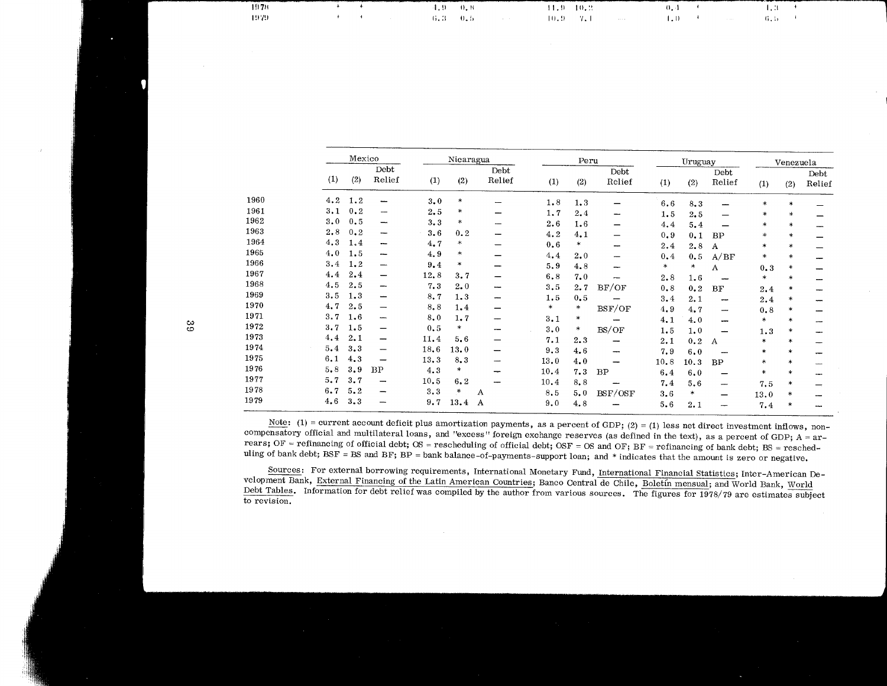| | Mexico | | | Nicaragua | | | Peru | | | Uruguay | | | Venezuela | | |
|---|---|---|---|---|---|---|---|---|---|---|---|---|---|---|---|
| | (1) | (2) | Debt Relief | (1) | (2) | Debt Relief | (1) | (2) | Debt Relief | (1) | (2) | Debt Relief | (1) | (2) | Debt Relief |
| 1960 | 4.2 | 1.2 | — | 3.0 | * | — | 1.8 | 1.3 | — | 6.6 | 8.3 | — | * | * | — |
| 1961 | 3.1 | 0.2 | — | 2.5 | * | — | 1.7 | 2.4 | — | 1.5 | 2.5 | — | * | * | — |
| 1962 | 3.0 | 0.5 | — | 3.3 | * | — | 2.6 | 1.6 | — | 4.4 | 5.4 | — | * | * | — |
| 1963 | 2.8 | 0.2 | — | 3.6 | 0.2 | — | 4.2 | 4.1 | — | 0.9 | 0.1 | BP | * | * | — |
| 1964 | 4.3 | 1.4 | — | 4.7 | * | — | 0.6 | * | — | 2.4 | 2.8 | A | * | * | — |
| 1965 | 4.0 | 1.5 | — | 4.9 | * | — | 4.4 | 2.0 | — | 0.4 | 0.5 | A/BF | * | * | — |
| 1966 | 3.4 | 1.2 | — | 9.4 | * | — | 5.9 | 4.8 | — | * | * | A | 0.3 | * | — |
| 1967 | 4.4 | 2.4 | — | 12.8 | 3.7 | — | 6.8 | 7.0 | — | 2.8 | 1.6 | — | * | * | — |
| 1968 | 4.5 | 2.5 | — | 7.3 | 2.0 | — | 3.5 | 2.7 | BF/OF | 0.8 | 0.2 | BF | 2.4 | * | — |
| 1969 | 3.5 | 1.3 | — | 8.7 | 1.3 | — | 1.5 | 0.5 | — | 3.4 | 2.1 | — | 2.4 | * | — |
| 1970 | 4.7 | 2.5 | — | 8.8 | 1.4 | — | * | * | BSF/OF | 4.9 | 4.7 | — | 0.8 | * | — |
| 1971 | 3.7 | 1.6 | — | 8.0 | 1.7 | — | 3.1 | * | — | 4.1 | 4.0 | — | * | * | — |
| 1972 | 3.7 | 1.5 | — | 0.5 | * | — | 3.0 | * | BS/OF | 1.5 | 1.0 | — | 1.3 | * | — |
| 1973 | 4.4 | 2.1 | — | 11.4 | 5.6 | — | 7.1 | 2.3 | — | 2.1 | 0.2 | A | * | * | — |
| 1974 | 5.4 | 3.3 | — | 18.6 | 13.0 | — | 9.3 | 4.6 | — | 7.9 | 6.0 | — | * | * | — |
| 1975 | 6.1 | 4.3 | — | 13.3 | 8.3 | — | 13.0 | 4.0 | — | 10.8 | 10.3 | BP | * | * | — |
| 1976 | 5.8 | 3.9 | BP | 4.3 | * | — | 10.4 | 7.3 | BP | 6.4 | 6.0 | — | * | * | — |
| 1977 | 5.7 | 3.7 | — | 10.5 | 6.2 | — | 10.4 | 8.8 | — | 7.4 | 5.6 | — | 7.5 | * | — |
| 1978 | 6.7 | 5.2 | — | 3.3 | * | A | 8.5 | 5.0 | BSF/OSF | 3.6 | * | — | 13.0 | * | — |
| 1979 | 4.6 | 3.3 | — | 9.7 | 13.4 | A | 9.0 | 4.8 | — | 5.6 | 2.1 | — | 7.4 | * | — |

Note: (1) = current account deficit plus amortization payments, as a percent of GDP; (2) = (1) less net direct investment inflows, non-compensatory official and multilateral loans, and "excess" foreign exchange reserves (as defined in the text), as a percent of GDP; A = arrears; OF = refinancing of official debt; OS = rescheduling of official debt; OSF = OS and OF; BF = refinancing of bank debt; BS = rescheduling of bank debt; BSF = BS and BF; BP = bank balance-of-payments-support loan; and * indicates that the amount is zero or negative.

Sources: For external borrowing requirements, International Monetary Fund, International Financial Statistics; Inter-American Development Bank, External Financing of the Latin American Countries; Banco Central de Chile, Boletín mensual; and World Bank, World Debt Tables. Information for debt relief was compiled by the author from various sources. The figures for 1978/79 are estimates subject to revision.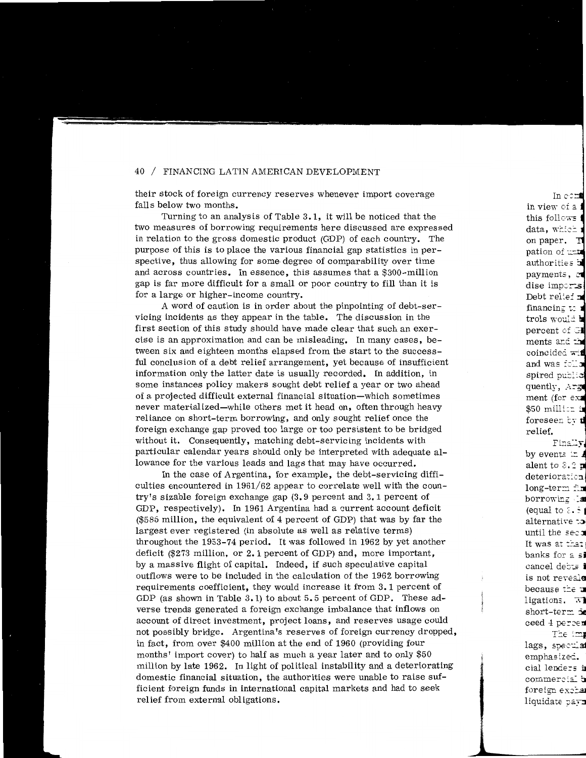their stock of foreign currency reserves whenever import coverage falls below two months.

Turning to an analysis of Table 3.1, it will be noticed that the two measures of borrowing requirements here discussed are expressed in relation to the gross domestic product (GDP) of each country. The purpose of this is to place the various financial gap statistics in perspective, thus allowing for some degree of comparability over time and across countries. In essence, this assumes that a $300-million gap is far more difficult for a small or poor country to fill than it is for a large or higher-income country.

A word of caution is in order about the pinpointing of debt-servicing incidents as they appear in the table. The discussion in the first section of this study should have made clear that such an exercise is an approximation and can be misleading. In many cases, between six and eighteen months elapsed from the start to the successful conclusion of a debt relief arrangement, yet because of insufficient information only the latter date is usually recorded. In addition, in some instances policy makers sought debt relief a year or two ahead of a projected difficult external financial situation—which sometimes never materialized—while others met it head on, often through heavy reliance on short-term borrowing, and only sought relief once the foreign exchange gap proved too large or too persistent to be bridged without it. Consequently, matching debt-servicing incidents with particular calendar years should only be interpreted with adequate allowance for the various leads and lags that may have occurred.

In the case of Argentina, for example, the debt-servicing difficulties encountered in 1961/62 appear to correlate well with the country's sizable foreign exchange gap (3.9 percent and 3.1 percent of GDP, respectively). In 1961 Argentina had a current account deficit ($585 million, the equivalent of 4 percent of GDP) that was by far the largest ever registered (in absolute as well as relative terms) throughout the 1953-74 period. It was followed in 1962 by yet another deficit ($273 million, or 2.1 percent of GDP) and, more important, by a massive flight of capital. Indeed, if such speculative capital outflows were to be included in the calculation of the 1962 borrowing requirements coefficient, they would increase it from 3.1 percent of GDP (as shown in Table 3.1) to about 5.5 percent of GDP. These adverse trends generated a foreign exchange imbalance that inflows on account of direct investment, project loans, and reserves usage could not possibly bridge. Argentina's reserves of foreign currency dropped, in fact, from over $400 million at the end of 1960 (providing four months' import cover) to half as much a year later and to only $50 million by late 1962. In light of political instability and a deteriorating domestic financial situation, the authorities were unable to raise sufficient foreign funds in international capital markets and had to seek relief from external obligations.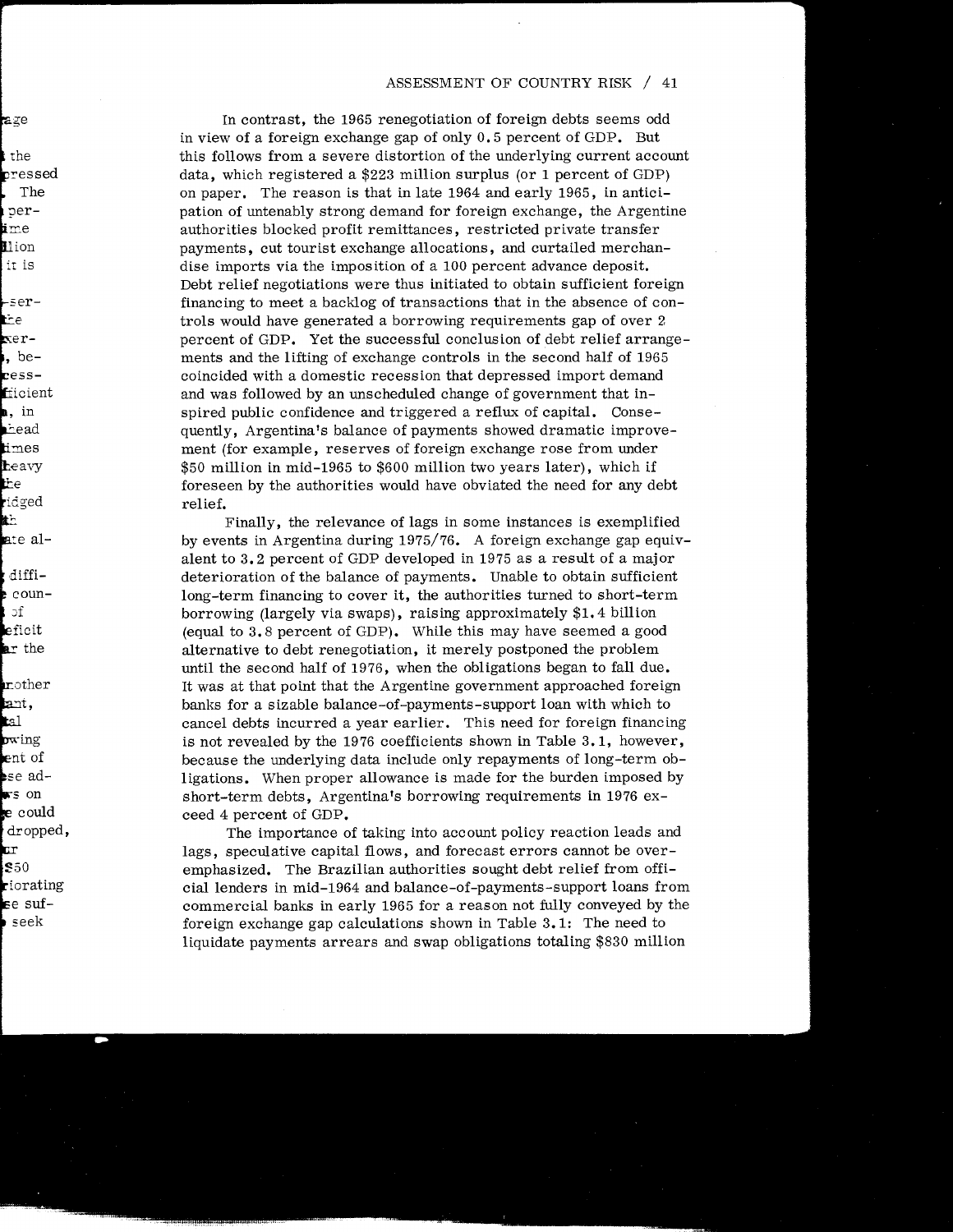In contrast, the 1965 renegotiation of foreign debts seems odd in view of a foreign exchange gap of only 0.5 percent of GDP. But this follows from a severe distortion of the underlying current account data, which registered a $223 million surplus (or 1 percent of GDP) on paper. The reason is that in late 1964 and early 1965, in anticipation of untenably strong demand for foreign exchange, the Argentine authorities blocked profit remittances, restricted private transfer payments, cut tourist exchange allocations, and curtailed merchandise imports via the imposition of a 100 percent advance deposit. Debt relief negotiations were thus initiated to obtain sufficient foreign financing to meet a backlog of transactions that in the absence of controls would have generated a borrowing requirements gap of over 2 percent of GDP. Yet the successful conclusion of debt relief arrangements and the lifting of exchange controls in the second half of 1965 coincided with a domestic recession that depressed import demand and was followed by an unscheduled change of government that inspired public confidence and triggered a reflux of capital. Consequently, Argentina's balance of payments showed dramatic improvement (for example, reserves of foreign exchange rose from under $50 million in mid-1965 to $600 million two years later), which if foreseen by the authorities would have obviated the need for any debt relief.

Finally, the relevance of lags in some instances is exemplified by events in Argentina during 1975/76. A foreign exchange gap equivalent to 3.2 percent of GDP developed in 1975 as a result of a major deterioration of the balance of payments. Unable to obtain sufficient long-term financing to cover it, the authorities turned to short-term borrowing (largely via swaps), raising approximately $1.4 billion (equal to 3.8 percent of GDP). While this may have seemed a good alternative to debt renegotiation, it merely postponed the problem until the second half of 1976, when the obligations began to fall due. It was at that point that the Argentine government approached foreign banks for a sizable balance-of-payments-support loan with which to cancel debts incurred a year earlier. This need for foreign financing is not revealed by the 1976 coefficients shown in Table 3.1, however, because the underlying data include only repayments of long-term obligations. When proper allowance is made for the burden imposed by short-term debts, Argentina's borrowing requirements in 1976 exceed 4 percent of GDP.

The importance of taking into account policy reaction leads and lags, speculative capital flows, and forecast errors cannot be overemphasized. The Brazilian authorities sought debt relief from official lenders in mid-1964 and balance-of-payments-support loans from commercial banks in early 1965 for a reason not fully conveyed by the foreign exchange gap calculations shown in Table 3.1: The need to liquidate payments arrears and swap obligations totaling $830 million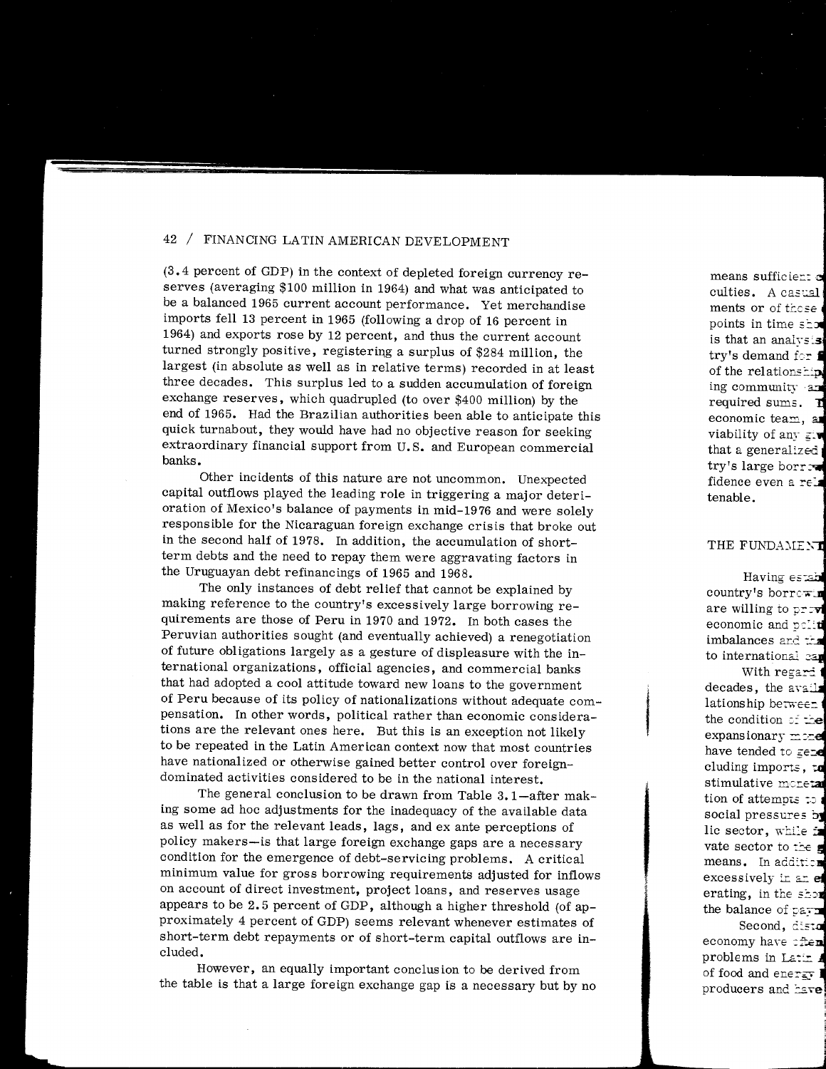(3.4 percent of GDP) in the context of depleted foreign currency reserves (averaging $100 million in 1964) and what was anticipated to be a balanced 1965 current account performance. Yet merchandise imports fell 13 percent in 1965 (following a drop of 16 percent in 1964) and exports rose by 12 percent, and thus the current account turned strongly positive, registering a surplus of $284 million, the largest (in absolute as well as in relative terms) recorded in at least three decades. This surplus led to a sudden accumulation of foreign exchange reserves, which quadrupled (to over $400 million) by the end of 1965. Had the Brazilian authorities been able to anticipate this quick turnabout, they would have had no objective reason for seeking extraordinary financial support from U.S. and European commercial banks.

Other incidents of this nature are not uncommon. Unexpected capital outflows played the leading role in triggering a major deterioration of Mexico's balance of payments in mid-1976 and were solely responsible for the Nicaraguan foreign exchange crisis that broke out in the second half of 1978. In addition, the accumulation of short-term debts and the need to repay them were aggravating factors in the Uruguayan debt refinancings of 1965 and 1968.

The only instances of debt relief that cannot be explained by making reference to the country's excessively large borrowing requirements are those of Peru in 1970 and 1972. In both cases the Peruvian authorities sought (and eventually achieved) a renegotiation of future obligations largely as a gesture of displeasure with the international organizations, official agencies, and commercial banks that had adopted a cool attitude toward new loans to the government of Peru because of its policy of nationalizations without adequate compensation. In other words, political rather than economic considerations are the relevant ones here. But this is an exception not likely to be repeated in the Latin American context now that most countries have nationalized or otherwise gained better control over foreign-dominated activities considered to be in the national interest.

The general conclusion to be drawn from Table 3.1—after making some ad hoc adjustments for the inadequacy of the available data as well as for the relevant leads, lags, and ex ante perceptions of policy makers—is that large foreign exchange gaps are a necessary condition for the emergence of debt-servicing problems. A critical minimum value for gross borrowing requirements adjusted for inflows on account of direct investment, project loans, and reserves usage appears to be 2.5 percent of GDP, although a higher threshold (of approximately 4 percent of GDP) seems relevant whenever estimates of short-term debt repayments or of short-term capital outflows are included.

However, an equally important conclusion to be derived from the table is that a large foreign exchange gap is a necessary but by no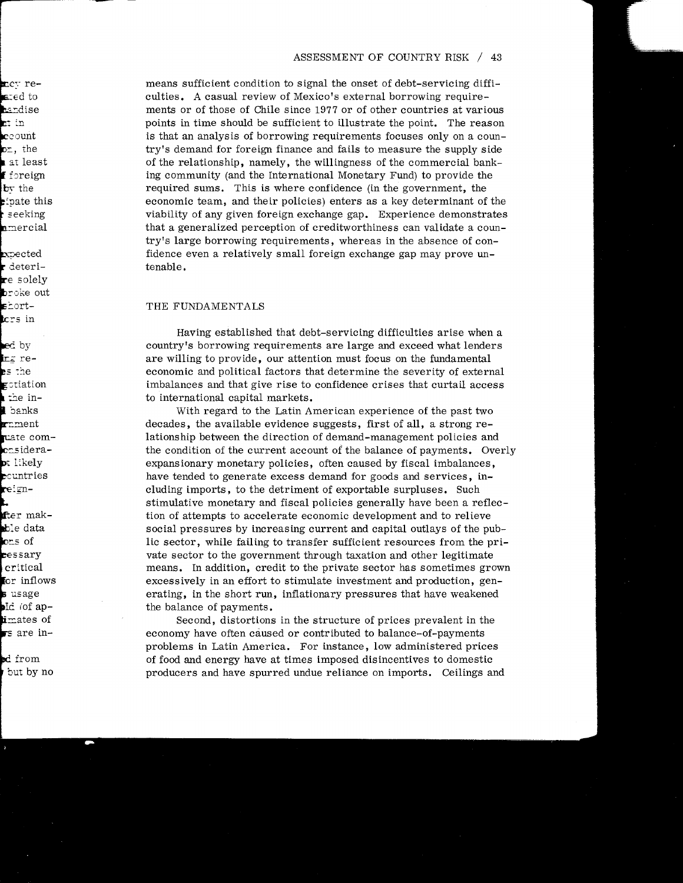means sufficient condition to signal the onset of debt-servicing difficulties. A casual review of Mexico's external borrowing requirements or of those of Chile since 1977 or of other countries at various points in time should be sufficient to illustrate the point. The reason is that an analysis of borrowing requirements focuses only on a country's demand for foreign finance and fails to measure the supply side of the relationship, namely, the willingness of the commercial banking community (and the International Monetary Fund) to provide the required sums. This is where confidence (in the government, the economic team, and their policies) enters as a key determinant of the viability of any given foreign exchange gap. Experience demonstrates that a generalized perception of creditworthiness can validate a country's large borrowing requirements, whereas in the absence of confidence even a relatively small foreign exchange gap may prove untenable.

## THE FUNDAMENTALS

Having established that debt-servicing difficulties arise when a country's borrowing requirements are large and exceed what lenders are willing to provide, our attention must focus on the fundamental economic and political factors that determine the severity of external imbalances and that give rise to confidence crises that curtail access to international capital markets.

With regard to the Latin American experience of the past two decades, the available evidence suggests, first of all, a strong relationship between the direction of demand-management policies and the condition of the current account of the balance of payments. Overly expansionary monetary policies, often caused by fiscal imbalances, have tended to generate excess demand for goods and services, including imports, to the detriment of exportable surpluses. Such stimulative monetary and fiscal policies generally have been a reflection of attempts to accelerate economic development and to relieve social pressures by increasing current and capital outlays of the public sector, while failing to transfer sufficient resources from the private sector to the government through taxation and other legitimate means. In addition, credit to the private sector has sometimes grown excessively in an effort to stimulate investment and production, generating, in the short run, inflationary pressures that have weakened the balance of payments.

Second, distortions in the structure of prices prevalent in the economy have often caused or contributed to balance-of-payments problems in Latin America. For instance, low administered prices of food and energy have at times imposed disincentives to domestic producers and have spurred undue reliance on imports. Ceilings and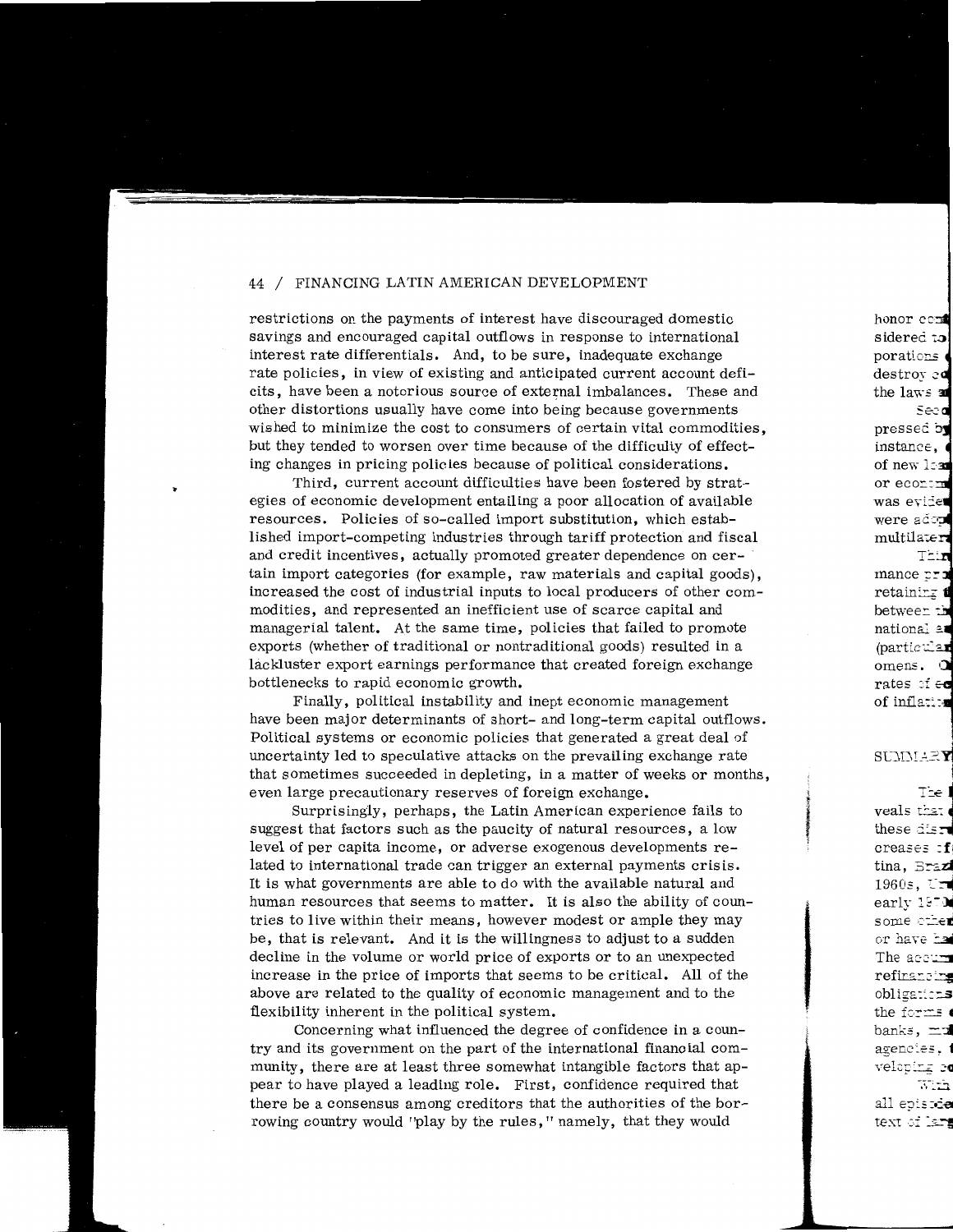restrictions on the payments of interest have discouraged domestic savings and encouraged capital outflows in response to international interest rate differentials. And, to be sure, inadequate exchange rate policies, in view of existing and anticipated current account deficits, have been a notorious source of external imbalances. These and other distortions usually have come into being because governments wished to minimize the cost to consumers of certain vital commodities, but they tended to worsen over time because of the difficulty of effecting changes in pricing policies because of political considerations.

Third, current account difficulties have been fostered by strategies of economic development entailing a poor allocation of available resources. Policies of so-called import substitution, which established import-competing industries through tariff protection and fiscal and credit incentives, actually promoted greater dependence on certain import categories (for example, raw materials and capital goods), increased the cost of industrial inputs to local producers of other commodities, and represented an inefficient use of scarce capital and managerial talent. At the same time, policies that failed to promote exports (whether of traditional or nontraditional goods) resulted in a lackluster export earnings performance that created foreign exchange bottlenecks to rapid economic growth.

Finally, political instability and inept economic management have been major determinants of short- and long-term capital outflows. Political systems or economic policies that generated a great deal of uncertainty led to speculative attacks on the prevailing exchange rate that sometimes succeeded in depleting, in a matter of weeks or months, even large precautionary reserves of foreign exchange.

Surprisingly, perhaps, the Latin American experience fails to suggest that factors such as the paucity of natural resources, a low level of per capita income, or adverse exogenous developments related to international trade can trigger an external payments crisis. It is what governments are able to do with the available natural and human resources that seems to matter. It is also the ability of countries to live within their means, however modest or ample they may be, that is relevant. And it is the willingness to adjust to a sudden decline in the volume or world price of exports or to an unexpected increase in the price of imports that seems to be critical. All of the above are related to the quality of economic management and to the flexibility inherent in the political system.

Concerning what influenced the degree of confidence in a country and its government on the part of the international financial community, there are at least three somewhat intangible factors that appear to have played a leading role. First, confidence required that there be a consensus among creditors that the authorities of the borrowing country would "play by the rules," namely, that they would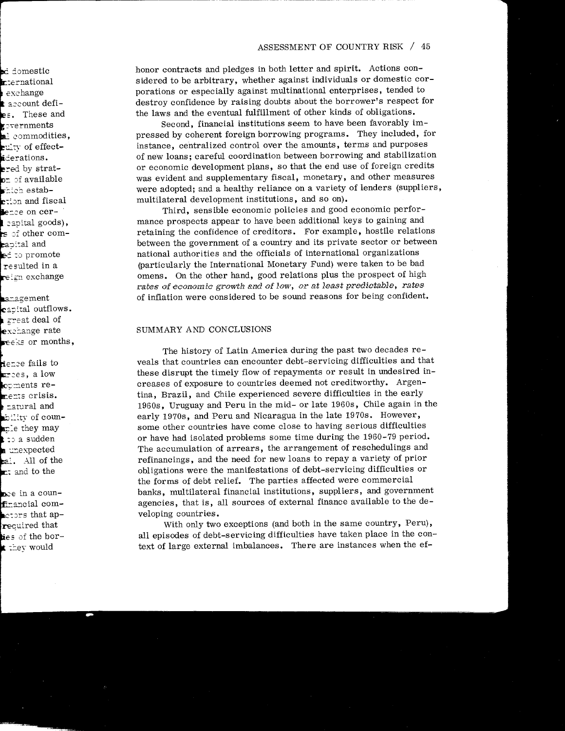honor contracts and pledges in both letter and spirit. Actions considered to be arbitrary, whether against individuals or domestic corporations or especially against multinational enterprises, tended to destroy confidence by raising doubts about the borrower's respect for the laws and the eventual fulfillment of other kinds of obligations.

Second, financial institutions seem to have been favorably impressed by coherent foreign borrowing programs. They included, for instance, centralized control over the amounts, terms and purposes of new loans; careful coordination between borrowing and stabilization or economic development plans, so that the end use of foreign credits was evident and supplementary fiscal, monetary, and other measures were adopted; and a healthy reliance on a variety of lenders (suppliers, multilateral development institutions, and so on).

Third, sensible economic policies and good economic performance prospects appear to have been additional keys to gaining and retaining the confidence of creditors. For example, hostile relations between the government of a country and its private sector or between national authorities and the officials of international organizations (particularly the International Monetary Fund) were taken to be bad omens. On the other hand, good relations plus the prospect of high *rates of economic growth and of low, or at least predictable, rates* of inflation were considered to be sound reasons for being confident.

## SUMMARY AND CONCLUSIONS

The history of Latin America during the past two decades reveals that countries can encounter debt-servicing difficulties and that these disrupt the timely flow of repayments or result in undesired increases of exposure to countries deemed not creditworthy. Argentina, Brazil, and Chile experienced severe difficulties in the early 1960s, Uruguay and Peru in the mid- or late 1960s, Chile again in the early 1970s, and Peru and Nicaragua in the late 1970s. However, some other countries have come close to having serious difficulties or have had isolated problems some time during the 1960-79 period. The accumulation of arrears, the arrangement of reschedulings and refinancings, and the need for new loans to repay a variety of prior obligations were the manifestations of debt-servicing difficulties or the forms of debt relief. The parties affected were commercial banks, multilateral financial institutions, suppliers, and government agencies, that is, all sources of external finance available to the developing countries.

With only two exceptions (and both in the same country, Peru), all episodes of debt-servicing difficulties have taken place in the context of large external imbalances. There are instances when the ef-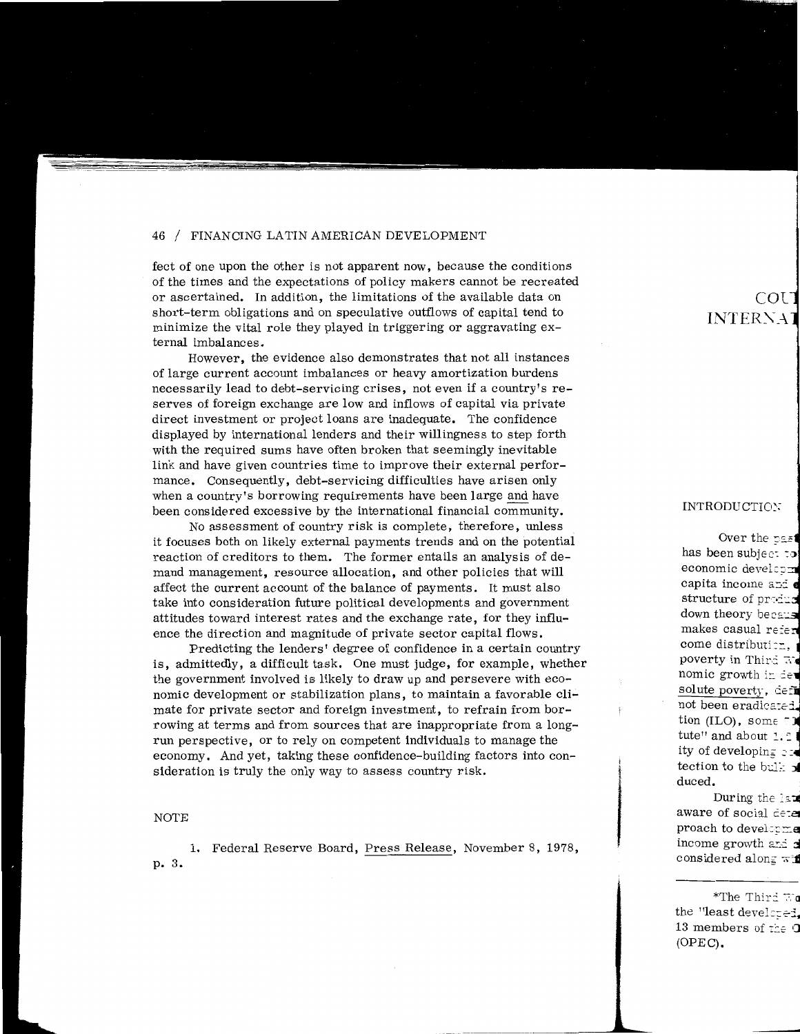fect of one upon the other is not apparent now, because the conditions of the times and the expectations of policy makers cannot be recreated or ascertained. In addition, the limitations of the available data on short-term obligations and on speculative outflows of capital tend to minimize the vital role they played in triggering or aggravating external imbalances.

However, the evidence also demonstrates that not all instances of large current account imbalances or heavy amortization burdens necessarily lead to debt-servicing crises, not even if a country's reserves of foreign exchange are low and inflows of capital via private direct investment or project loans are inadequate. The confidence displayed by international lenders and their willingness to step forth with the required sums have often broken that seemingly inevitable link and have given countries time to improve their external performance. Consequently, debt-servicing difficulties have arisen only when a country's borrowing requirements have been large and have been considered excessive by the international financial community.

No assessment of country risk is complete, therefore, unless it focuses both on likely external payments trends and on the potential reaction of creditors to them. The former entails an analysis of demand management, resource allocation, and other policies that will affect the current account of the balance of payments. It must also take into consideration future political developments and government attitudes toward interest rates and the exchange rate, for they influence the direction and magnitude of private sector capital flows.

Predicting the lenders' degree of confidence in a certain country is, admittedly, a difficult task. One must judge, for example, whether the government involved is likely to draw up and persevere with economic development or stabilization plans, to maintain a favorable climate for private sector and foreign investment, to refrain from borrowing at terms and from sources that are inappropriate from a long-run perspective, or to rely on competent individuals to manage the economy. And yet, taking these confidence-building factors into consideration is truly the only way to assess country risk.

## NOTE

1. Federal Reserve Board, Press Release, November 8, 1978, p. 3.